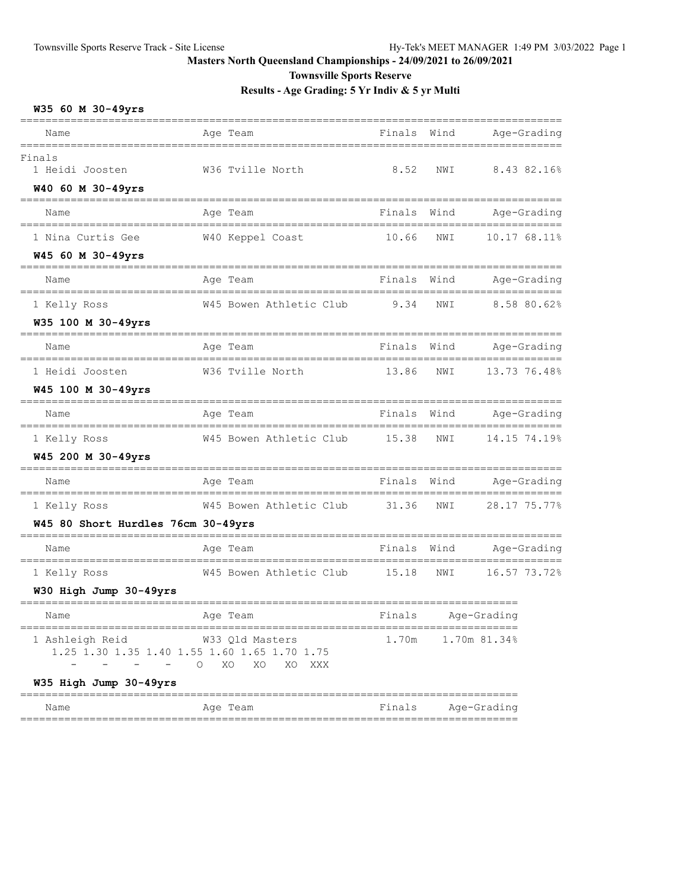# Masters North Queensland Championships - 24/09/2021 to 26/09/2021

## Townsville Sports Reserve

### Results - Age Grading: 5 Yr Indiv & 5 yr Multi

**W35 60 M 30-49yrs**

Finals

| Name | Age | Team | Finals | Wind | Age-Grading |
|---|---|---|---|---|---|
| 1 Heidi Joosten | W36 | Tville North | 8.52 | NWI | 8.43 82.16% |

**W40 60 M 30-49yrs**

| Name | Age | Team | Finals | Wind | Age-Grading |
|---|---|---|---|---|---|
| 1 Nina Curtis Gee | W40 | Keppel Coast | 10.66 | NWI | 10.17 68.11% |

**W45 60 M 30-49yrs**

| Name | Age | Team | Finals | Wind | Age-Grading |
|---|---|---|---|---|---|
| 1 Kelly Ross | W45 | Bowen Athletic Club | 9.34 | NWI | 8.58 80.62% |

**W35 100 M 30-49yrs**

| Name | Age | Team | Finals | Wind | Age-Grading |
|---|---|---|---|---|---|
| 1 Heidi Joosten | W36 | Tville North | 13.86 | NWI | 13.73 76.48% |

**W45 100 M 30-49yrs**

| Name | Age | Team | Finals | Wind | Age-Grading |
|---|---|---|---|---|---|
| 1 Kelly Ross | W45 | Bowen Athletic Club | 15.38 | NWI | 14.15 74.19% |

**W45 200 M 30-49yrs**

| Name | Age | Team | Finals | Wind | Age-Grading |
|---|---|---|---|---|---|
| 1 Kelly Ross | W45 | Bowen Athletic Club | 31.36 | NWI | 28.17 75.77% |

**W45 80 Short Hurdles 76cm 30-49yrs**

| Name | Age | Team | Finals | Wind | Age-Grading |
|---|---|---|---|---|---|
| 1 Kelly Ross | W45 | Bowen Athletic Club | 15.18 | NWI | 16.57 73.72% |

**W30 High Jump 30-49yrs**

| Name | Age | Team | Finals | Age-Grading |
|---|---|---|---|---|
| 1 Ashleigh Reid | W33 | Qld Masters | 1.70m | 1.70m 81.34% |

```
1.25 1.30 1.35 1.40 1.55 1.60 1.65 1.70 1.75
  -    -    -    -    O   XO   XO   XO  XXX
```

**W35 High Jump 30-49yrs**

| Name | Age | Team | Finals | Age-Grading |
|---|---|---|---|---|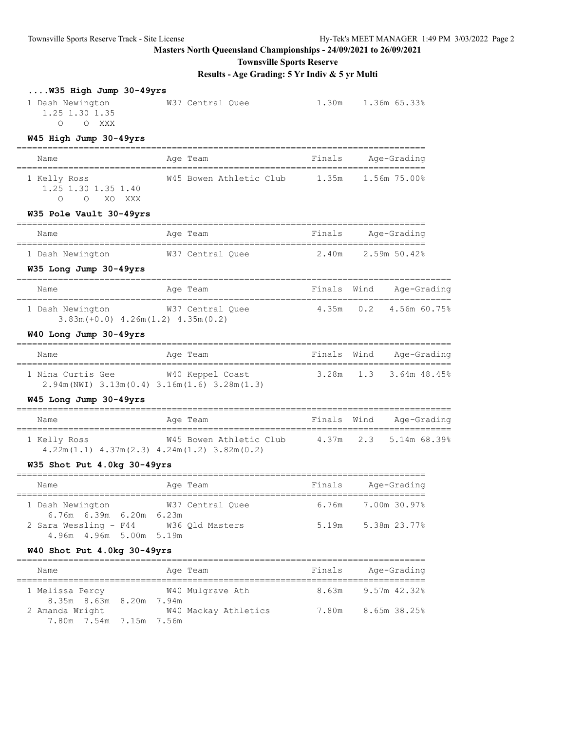## ....W35 High Jump 30-49yrs

| Name | Age | Team | Finals | Age-Grading |
|---|---|---|---|---|
| 1 Dash Newington | W37 | Central Quee | 1.30m | 1.36m 65.33% |
| 1.25 1.30 1.35 | | | | |
| O O XXX | | | | |

## W45 High Jump 30-49yrs

| Name | Age | Team | Finals | Age-Grading |
|---|---|---|---|---|
| 1 Kelly Ross | W45 | Bowen Athletic Club | 1.35m | 1.56m 75.00% |
| 1.25 1.30 1.35 1.40 | | | | |
| O O XO XXX | | | | |

## W35 Pole Vault 30-49yrs

| Name | Age | Team | Finals | Age-Grading |
|---|---|---|---|---|
| 1 Dash Newington | W37 | Central Quee | 2.40m | 2.59m 50.42% |

## W35 Long Jump 30-49yrs

| Name | Age | Team | Finals | Wind | Age-Grading |
|---|---|---|---|---|---|
| 1 Dash Newington | W37 | Central Quee | 4.35m | 0.2 | 4.56m 60.75% |
| 3.83m(+0.0) 4.26m(1.2) 4.35m(0.2) | | | | | |

## W40 Long Jump 30-49yrs

| Name | Age | Team | Finals | Wind | Age-Grading |
|---|---|---|---|---|---|
| 1 Nina Curtis Gee | W40 | Keppel Coast | 3.28m | 1.3 | 3.64m 48.45% |
| 2.94m(NWI) 3.13m(0.4) 3.16m(1.6) 3.28m(1.3) | | | | | |

## W45 Long Jump 30-49yrs

| Name | Age | Team | Finals | Wind | Age-Grading |
|---|---|---|---|---|---|
| 1 Kelly Ross | W45 | Bowen Athletic Club | 4.37m | 2.3 | 5.14m 68.39% |
| 4.22m(1.1) 4.37m(2.3) 4.24m(1.2) 3.82m(0.2) | | | | | |

## W35 Shot Put 4.0kg 30-49yrs

| Name | Age | Team | Finals | Age-Grading |
|---|---|---|---|---|
| 1 Dash Newington | W37 | Central Quee | 6.76m | 7.00m 30.97% |
| 6.76m 6.39m 6.20m 6.23m | | | | |
| 2 Sara Wessling - F44 | W36 | Qld Masters | 5.19m | 5.38m 23.77% |
| 4.96m 4.96m 5.00m 5.19m | | | | |

## W40 Shot Put 4.0kg 30-49yrs

| Name | Age | Team | Finals | Age-Grading |
|---|---|---|---|---|
| 1 Melissa Percy | W40 | Mulgrave Ath | 8.63m | 9.57m 42.32% |
| 8.35m 8.63m 8.20m 7.94m | | | | |
| 2 Amanda Wright | W40 | Mackay Athletics | 7.80m | 8.65m 38.25% |
| 7.80m 7.54m 7.15m 7.56m | | | | |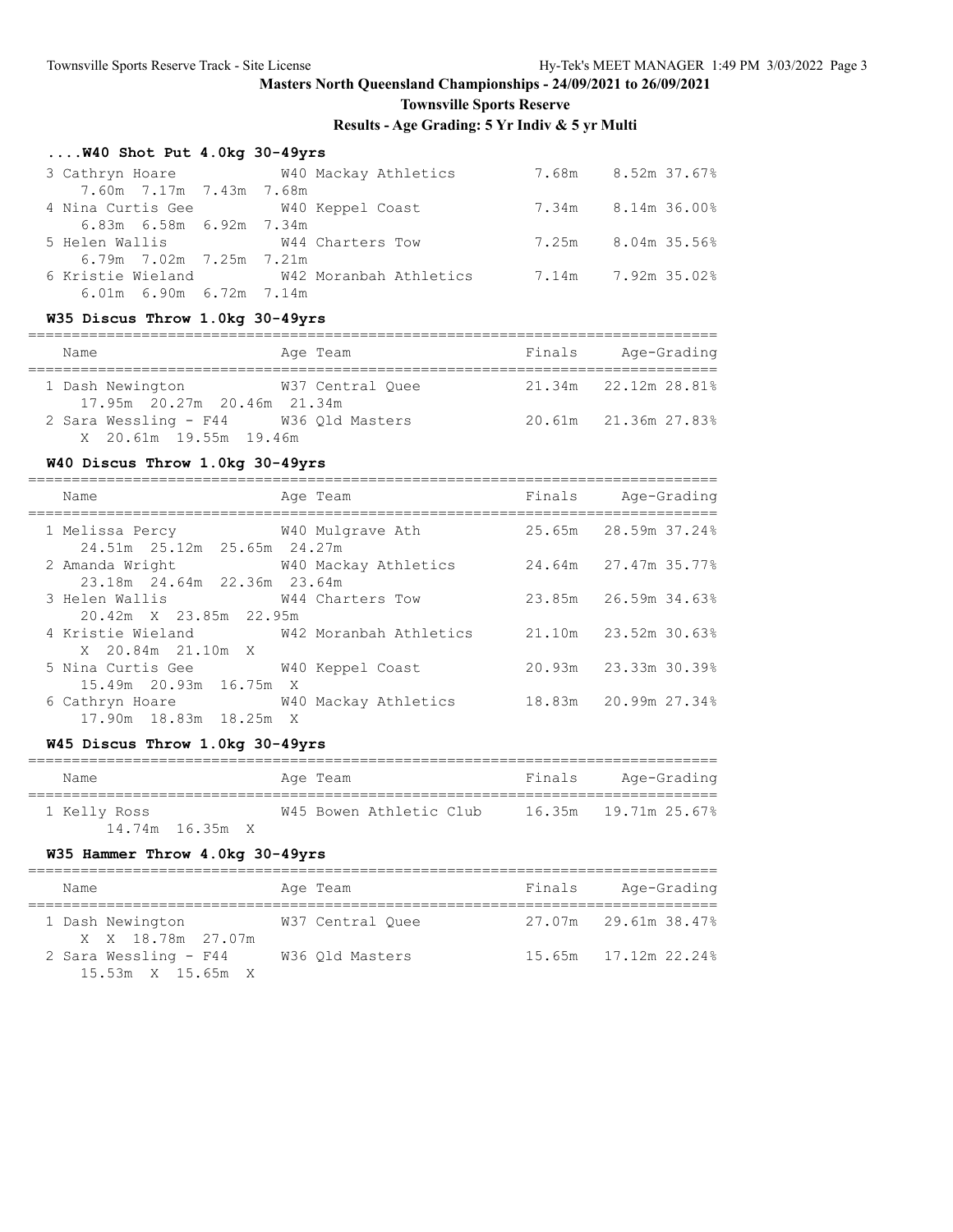## Masters North Queensland Championships - 24/09/2021 to 26/09/2021

### Townsville Sports Reserve

### Results - Age Grading: 5 Yr Indiv & 5 yr Multi

#### ....W40 Shot Put 4.0kg 30-49yrs

| Name | Age | Team | Finals | Age-Grading | |
|---|---|---|---|---|---|
| 3 Cathryn Hoare | W40 | Mackay Athletics | 7.68m | 8.52m | 37.67% |
| 7.60m 7.17m 7.43m 7.68m | | | | | |
| 4 Nina Curtis Gee | W40 | Keppel Coast | 7.34m | 8.14m | 36.00% |
| 6.83m 6.58m 6.92m 7.34m | | | | | |
| 5 Helen Wallis | W44 | Charters Tow | 7.25m | 8.04m | 35.56% |
| 6.79m 7.02m 7.25m 7.21m | | | | | |
| 6 Kristie Wieland | W42 | Moranbah Athletics | 7.14m | 7.92m | 35.02% |
| 6.01m 6.90m 6.72m 7.14m | | | | | |

#### W35 Discus Throw 1.0kg 30-49yrs

| Name | Age | Team | Finals | Age-Grading | |
|---|---|---|---|---|---|
| 1 Dash Newington | W37 | Central Quee | 21.34m | 22.12m | 28.81% |
| 17.95m 20.27m 20.46m 21.34m | | | | | |
| 2 Sara Wessling - F44 | W36 | Qld Masters | 20.61m | 21.36m | 27.83% |
| X 20.61m 19.55m 19.46m | | | | | |

#### W40 Discus Throw 1.0kg 30-49yrs

| Name | Age | Team | Finals | Age-Grading | |
|---|---|---|---|---|---|
| 1 Melissa Percy | W40 | Mulgrave Ath | 25.65m | 28.59m | 37.24% |
| 24.51m 25.12m 25.65m 24.27m | | | | | |
| 2 Amanda Wright | W40 | Mackay Athletics | 24.64m | 27.47m | 35.77% |
| 23.18m 24.64m 22.36m 23.64m | | | | | |
| 3 Helen Wallis | W44 | Charters Tow | 23.85m | 26.59m | 34.63% |
| 20.42m X 23.85m 22.95m | | | | | |
| 4 Kristie Wieland | W42 | Moranbah Athletics | 21.10m | 23.52m | 30.63% |
| X 20.84m 21.10m X | | | | | |
| 5 Nina Curtis Gee | W40 | Keppel Coast | 20.93m | 23.33m | 30.39% |
| 15.49m 20.93m 16.75m X | | | | | |
| 6 Cathryn Hoare | W40 | Mackay Athletics | 18.83m | 20.99m | 27.34% |
| 17.90m 18.83m 18.25m X | | | | | |

#### W45 Discus Throw 1.0kg 30-49yrs

| Name | Age | Team | Finals | Age-Grading | |
|---|---|---|---|---|---|
| 1 Kelly Ross | W45 | Bowen Athletic Club | 16.35m | 19.71m | 25.67% |
| 14.74m 16.35m X | | | | | |

#### W35 Hammer Throw 4.0kg 30-49yrs

| Name | Age | Team | Finals | Age-Grading | |
|---|---|---|---|---|---|
| 1 Dash Newington | W37 | Central Quee | 27.07m | 29.61m | 38.47% |
| X X 18.78m 27.07m | | | | | |
| 2 Sara Wessling - F44 | W36 | Qld Masters | 15.65m | 17.12m | 22.24% |
| 15.53m X 15.65m X | | | | | |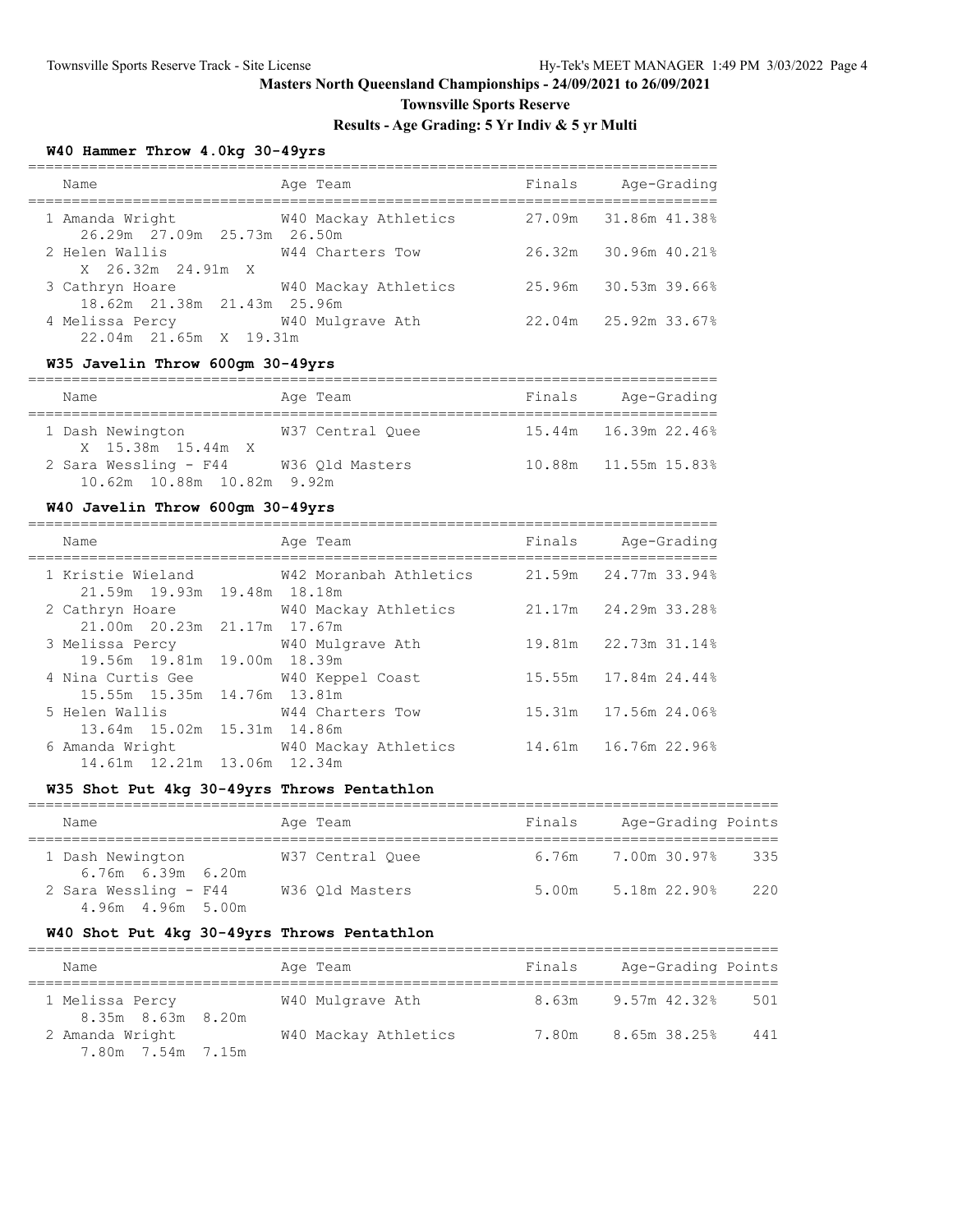# Masters North Queensland Championships - 24/09/2021 to 26/09/2021

## Townsville Sports Reserve

### Results - Age Grading: 5 Yr Indiv & 5 yr Multi

#### W40 Hammer Throw 4.0kg 30-49yrs

| Name | Age | Team | Finals | Age-Grading | |
|---|---|---|---|---|---|
| 1 Amanda Wright | W40 | Mackay Athletics | 27.09m | 31.86m | 41.38% |
| 26.29m 27.09m 25.73m 26.50m | | | | | |
| 2 Helen Wallis | W44 | Charters Tow | 26.32m | 30.96m | 40.21% |
| X 26.32m 24.91m X | | | | | |
| 3 Cathryn Hoare | W40 | Mackay Athletics | 25.96m | 30.53m | 39.66% |
| 18.62m 21.38m 21.43m 25.96m | | | | | |
| 4 Melissa Percy | W40 | Mulgrave Ath | 22.04m | 25.92m | 33.67% |
| 22.04m 21.65m X 19.31m | | | | | |

#### W35 Javelin Throw 600gm 30-49yrs

| Name | Age | Team | Finals | Age-Grading | |
|---|---|---|---|---|---|
| 1 Dash Newington | W37 | Central Quee | 15.44m | 16.39m | 22.46% |
| X 15.38m 15.44m X | | | | | |
| 2 Sara Wessling - F44 | W36 | Qld Masters | 10.88m | 11.55m | 15.83% |
| 10.62m 10.88m 10.82m 9.92m | | | | | |

#### W40 Javelin Throw 600gm 30-49yrs

| Name | Age | Team | Finals | Age-Grading | |
|---|---|---|---|---|---|
| 1 Kristie Wieland | W42 | Moranbah Athletics | 21.59m | 24.77m | 33.94% |
| 21.59m 19.93m 19.48m 18.18m | | | | | |
| 2 Cathryn Hoare | W40 | Mackay Athletics | 21.17m | 24.29m | 33.28% |
| 21.00m 20.23m 21.17m 17.67m | | | | | |
| 3 Melissa Percy | W40 | Mulgrave Ath | 19.81m | 22.73m | 31.14% |
| 19.56m 19.81m 19.00m 18.39m | | | | | |
| 4 Nina Curtis Gee | W40 | Keppel Coast | 15.55m | 17.84m | 24.44% |
| 15.55m 15.35m 14.76m 13.81m | | | | | |
| 5 Helen Wallis | W44 | Charters Tow | 15.31m | 17.56m | 24.06% |
| 13.64m 15.02m 15.31m 14.86m | | | | | |
| 6 Amanda Wright | W40 | Mackay Athletics | 14.61m | 16.76m | 22.96% |
| 14.61m 12.21m 13.06m 12.34m | | | | | |

#### W35 Shot Put 4kg 30-49yrs Throws Pentathlon

| Name | Age | Team | Finals | Age-Grading | | Points |
|---|---|---|---|---|---|---|
| 1 Dash Newington | W37 | Central Quee | 6.76m | 7.00m | 30.97% | 335 |
| 6.76m 6.39m 6.20m | | | | | | |
| 2 Sara Wessling - F44 | W36 | Qld Masters | 5.00m | 5.18m | 22.90% | 220 |
| 4.96m 4.96m 5.00m | | | | | | |

#### W40 Shot Put 4kg 30-49yrs Throws Pentathlon

| Name | Age | Team | Finals | Age-Grading | | Points |
|---|---|---|---|---|---|---|
| 1 Melissa Percy | W40 | Mulgrave Ath | 8.63m | 9.57m | 42.32% | 501 |
| 8.35m 8.63m 8.20m | | | | | | |
| 2 Amanda Wright | W40 | Mackay Athletics | 7.80m | 8.65m | 38.25% | 441 |
| 7.80m 7.54m 7.15m | | | | | | |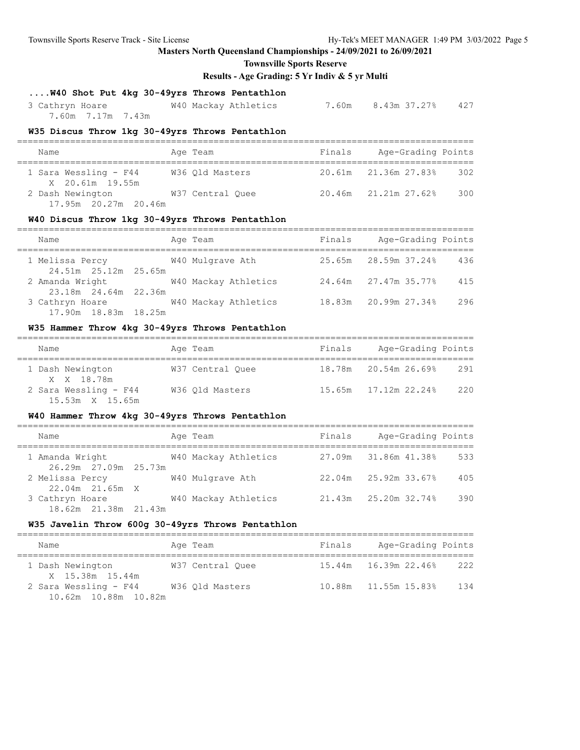## Masters North Queensland Championships - 24/09/2021 to 26/09/2021

### Townsville Sports Reserve

### Results - Age Grading: 5 Yr Indiv & 5 yr Multi

#### ....W40 Shot Put 4kg 30-49yrs Throws Pentathlon

| Name | Age Team | Finals | Age-Grading | Points |
|---|---|---|---|---|
| 3 Cathryn Hoare | W40 Mackay Athletics | 7.60m | 8.43m 37.27% | 427 |
| 7.60m 7.17m 7.43m | | | | |

#### W35 Discus Throw 1kg 30-49yrs Throws Pentathlon

| Name | Age Team | Finals | Age-Grading | Points |
|---|---|---|---|---|
| 1 Sara Wessling - F44 | W36 Qld Masters | 20.61m | 21.36m 27.83% | 302 |
| X 20.61m 19.55m | | | | |
| 2 Dash Newington | W37 Central Quee | 20.46m | 21.21m 27.62% | 300 |
| 17.95m 20.27m 20.46m | | | | |

#### W40 Discus Throw 1kg 30-49yrs Throws Pentathlon

| Name | Age Team | Finals | Age-Grading | Points |
|---|---|---|---|---|
| 1 Melissa Percy | W40 Mulgrave Ath | 25.65m | 28.59m 37.24% | 436 |
| 24.51m 25.12m 25.65m | | | | |
| 2 Amanda Wright | W40 Mackay Athletics | 24.64m | 27.47m 35.77% | 415 |
| 23.18m 24.64m 22.36m | | | | |
| 3 Cathryn Hoare | W40 Mackay Athletics | 18.83m | 20.99m 27.34% | 296 |
| 17.90m 18.83m 18.25m | | | | |

#### W35 Hammer Throw 4kg 30-49yrs Throws Pentathlon

| Name | Age Team | Finals | Age-Grading | Points |
|---|---|---|---|---|
| 1 Dash Newington | W37 Central Quee | 18.78m | 20.54m 26.69% | 291 |
| X X 18.78m | | | | |
| 2 Sara Wessling - F44 | W36 Qld Masters | 15.65m | 17.12m 22.24% | 220 |
| 15.53m X 15.65m | | | | |

#### W40 Hammer Throw 4kg 30-49yrs Throws Pentathlon

| Name | Age Team | Finals | Age-Grading | Points |
|---|---|---|---|---|
| 1 Amanda Wright | W40 Mackay Athletics | 27.09m | 31.86m 41.38% | 533 |
| 26.29m 27.09m 25.73m | | | | |
| 2 Melissa Percy | W40 Mulgrave Ath | 22.04m | 25.92m 33.67% | 405 |
| 22.04m 21.65m X | | | | |
| 3 Cathryn Hoare | W40 Mackay Athletics | 21.43m | 25.20m 32.74% | 390 |
| 18.62m 21.38m 21.43m | | | | |

#### W35 Javelin Throw 600g 30-49yrs Throws Pentathlon

| Name | Age Team | Finals | Age-Grading | Points |
|---|---|---|---|---|
| 1 Dash Newington | W37 Central Quee | 15.44m | 16.39m 22.46% | 222 |
| X 15.38m 15.44m | | | | |
| 2 Sara Wessling - F44 | W36 Qld Masters | 10.88m | 11.55m 15.83% | 134 |
| 10.62m 10.88m 10.82m | | | | |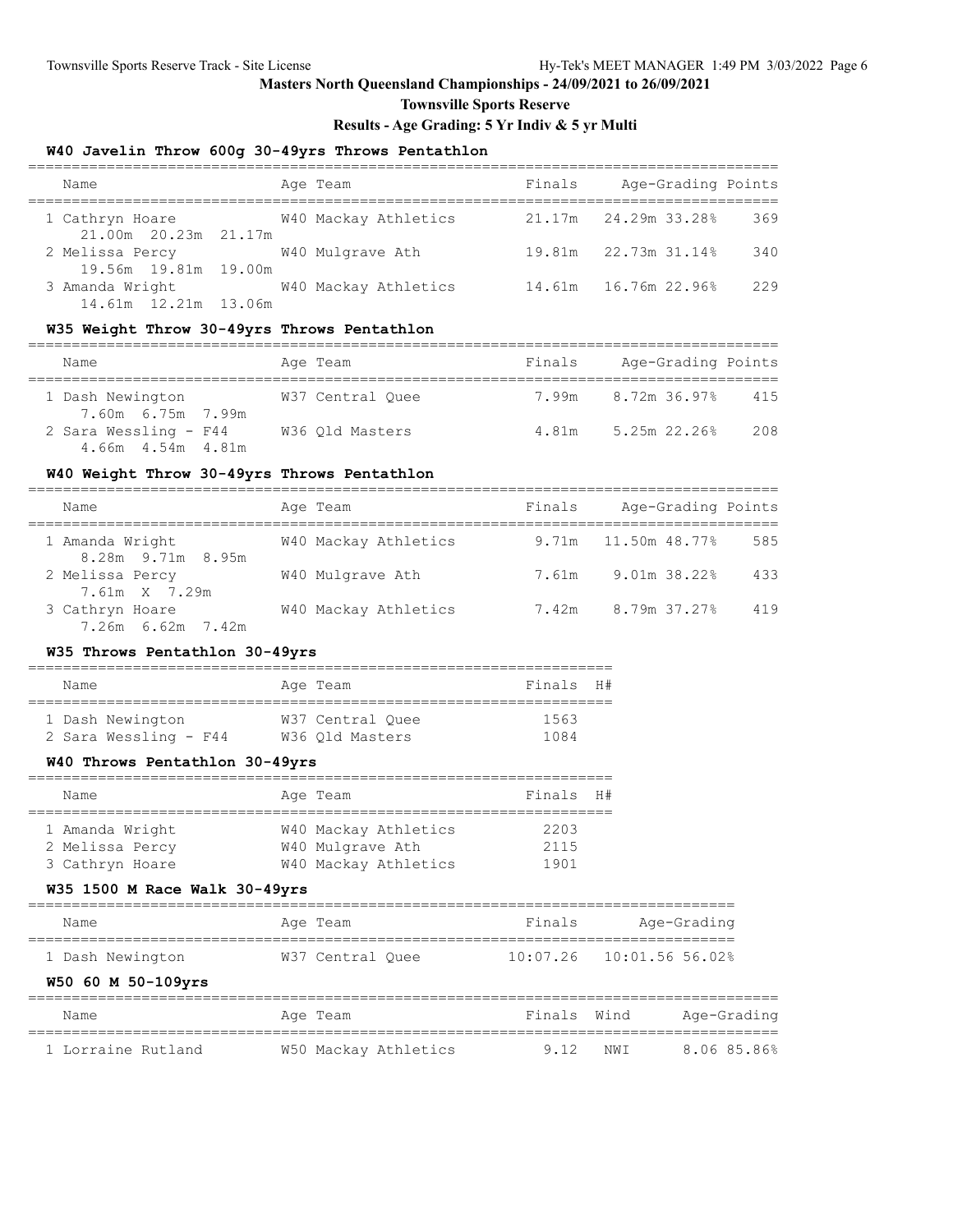# Masters North Queensland Championships - 24/09/2021 to 26/09/2021

## Townsville Sports Reserve

### Results - Age Grading: 5 Yr Indiv & 5 yr Multi

#### W40 Javelin Throw 600g 30-49yrs Throws Pentathlon

| Name | Age | Team | Finals | Age-Grading | | Points |
|---|---|---|---|---|---|---|
| 1 Cathryn Hoare | W40 | Mackay Athletics | 21.17m | 24.29m | 33.28% | 369 |
| 21.00m 20.23m 21.17m | | | | | | |
| 2 Melissa Percy | W40 | Mulgrave Ath | 19.81m | 22.73m | 31.14% | 340 |
| 19.56m 19.81m 19.00m | | | | | | |
| 3 Amanda Wright | W40 | Mackay Athletics | 14.61m | 16.76m | 22.96% | 229 |
| 14.61m 12.21m 13.06m | | | | | | |

#### W35 Weight Throw 30-49yrs Throws Pentathlon

| Name | Age | Team | Finals | Age-Grading | | Points |
|---|---|---|---|---|---|---|
| 1 Dash Newington | W37 | Central Quee | 7.99m | 8.72m | 36.97% | 415 |
| 7.60m 6.75m 7.99m | | | | | | |
| 2 Sara Wessling - F44 | W36 | Qld Masters | 4.81m | 5.25m | 22.26% | 208 |
| 4.66m 4.54m 4.81m | | | | | | |

#### W40 Weight Throw 30-49yrs Throws Pentathlon

| Name | Age | Team | Finals | Age-Grading | | Points |
|---|---|---|---|---|---|---|
| 1 Amanda Wright | W40 | Mackay Athletics | 9.71m | 11.50m | 48.77% | 585 |
| 8.28m 9.71m 8.95m | | | | | | |
| 2 Melissa Percy | W40 | Mulgrave Ath | 7.61m | 9.01m | 38.22% | 433 |
| 7.61m X 7.29m | | | | | | |
| 3 Cathryn Hoare | W40 | Mackay Athletics | 7.42m | 8.79m | 37.27% | 419 |
| 7.26m 6.62m 7.42m | | | | | | |

#### W35 Throws Pentathlon 30-49yrs

| Name | Age | Team | Finals | H# |
|---|---|---|---|---|
| 1 Dash Newington | W37 | Central Quee | 1563 | |
| 2 Sara Wessling - F44 | W36 | Qld Masters | 1084 | |

#### W40 Throws Pentathlon 30-49yrs

| Name | Age | Team | Finals | H# |
|---|---|---|---|---|
| 1 Amanda Wright | W40 | Mackay Athletics | 2203 | |
| 2 Melissa Percy | W40 | Mulgrave Ath | 2115 | |
| 3 Cathryn Hoare | W40 | Mackay Athletics | 1901 | |

#### W35 1500 M Race Walk 30-49yrs

| Name | Age | Team | Finals | Age-Grading | |
|---|---|---|---|---|---|
| 1 Dash Newington | W37 | Central Quee | 10:07.26 | 10:01.56 | 56.02% |

#### W50 60 M 50-109yrs

| Name | Age | Team | Finals | Wind | Age-Grading | |
|---|---|---|---|---|---|---|
| 1 Lorraine Rutland | W50 | Mackay Athletics | 9.12 | NWI | 8.06 | 85.86% |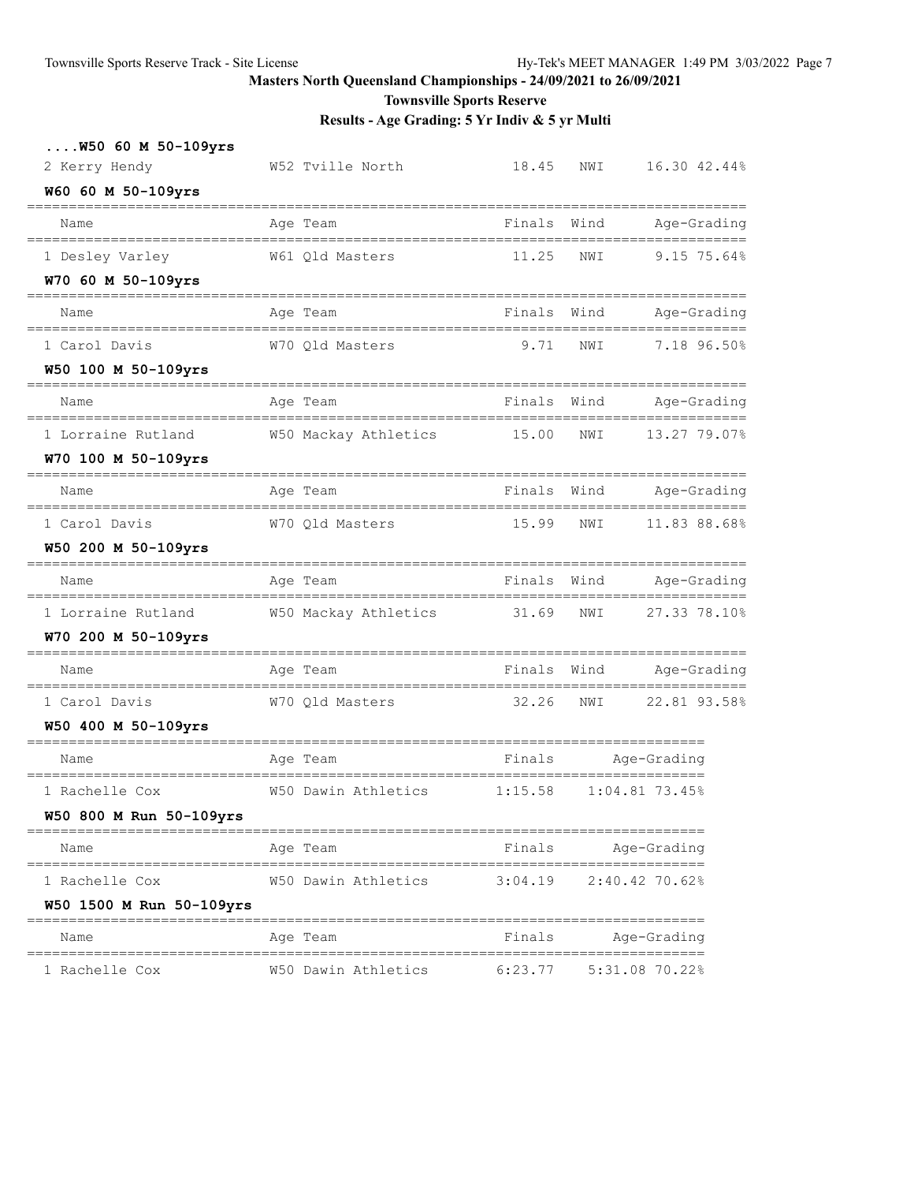Masters North Queensland Championships - 24/09/2021 to 26/09/2021

Townsville Sports Reserve

Results - Age Grading: 5 Yr Indiv & 5 yr Multi

### ....W50 60 M 50-109yrs

| Name | Age | Team | Finals | Wind | Age-Grading | |
|---|---|---|---|---|---|---|
| 2 Kerry Hendy | W52 | Tville North | 18.45 | NWI | 16.30 | 42.44% |

### W60 60 M 50-109yrs

| Name | Age | Team | Finals | Wind | Age-Grading | |
|---|---|---|---|---|---|---|
| 1 Desley Varley | W61 | Qld Masters | 11.25 | NWI | 9.15 | 75.64% |

### W70 60 M 50-109yrs

| Name | Age | Team | Finals | Wind | Age-Grading | |
|---|---|---|---|---|---|---|
| 1 Carol Davis | W70 | Qld Masters | 9.71 | NWI | 7.18 | 96.50% |

### W50 100 M 50-109yrs

| Name | Age | Team | Finals | Wind | Age-Grading | |
|---|---|---|---|---|---|---|
| 1 Lorraine Rutland | W50 | Mackay Athletics | 15.00 | NWI | 13.27 | 79.07% |

### W70 100 M 50-109yrs

| Name | Age | Team | Finals | Wind | Age-Grading | |
|---|---|---|---|---|---|---|
| 1 Carol Davis | W70 | Qld Masters | 15.99 | NWI | 11.83 | 88.68% |

### W50 200 M 50-109yrs

| Name | Age | Team | Finals | Wind | Age-Grading | |
|---|---|---|---|---|---|---|
| 1 Lorraine Rutland | W50 | Mackay Athletics | 31.69 | NWI | 27.33 | 78.10% |

### W70 200 M 50-109yrs

| Name | Age | Team | Finals | Wind | Age-Grading | |
|---|---|---|---|---|---|---|
| 1 Carol Davis | W70 | Qld Masters | 32.26 | NWI | 22.81 | 93.58% |

### W50 400 M 50-109yrs

| Name | Age | Team | Finals | Age-Grading | |
|---|---|---|---|---|---|
| 1 Rachelle Cox | W50 | Dawin Athletics | 1:15.58 | 1:04.81 | 73.45% |

### W50 800 M Run 50-109yrs

| Name | Age | Team | Finals | Age-Grading | |
|---|---|---|---|---|---|
| 1 Rachelle Cox | W50 | Dawin Athletics | 3:04.19 | 2:40.42 | 70.62% |

### W50 1500 M Run 50-109yrs

| Name | Age | Team | Finals | Age-Grading | |
|---|---|---|---|---|---|
| 1 Rachelle Cox | W50 | Dawin Athletics | 6:23.77 | 5:31.08 | 70.22% |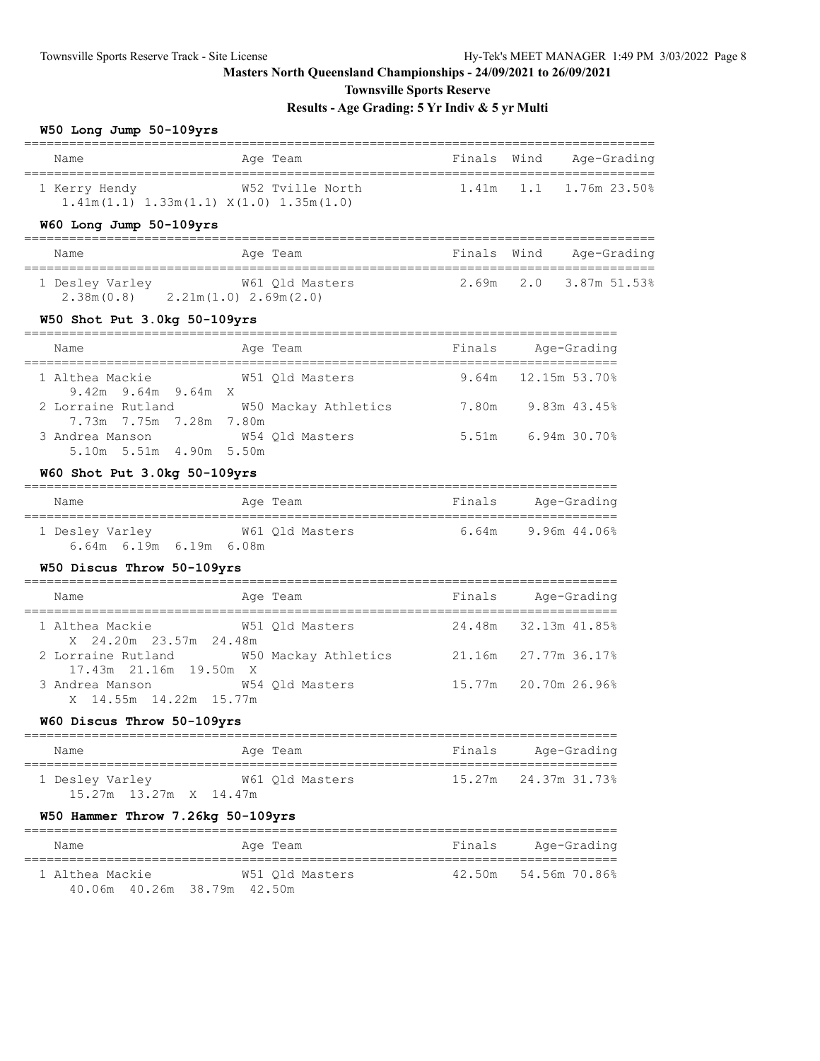**Masters North Queensland Championships - 24/09/2021 to 26/09/2021**

**Townsville Sports Reserve**

**Results - Age Grading: 5 Yr Indiv & 5 yr Multi**

### W50 Long Jump 50-109yrs

| Name | Age | Team | Finals | Wind | Age-Grading |
|---|---|---|---|---|---|
| 1 Kerry Hendy | W52 | Tville North | 1.41m | 1.1 | 1.76m 23.50% |
| 1.41m(1.1) 1.33m(1.1) X(1.0) 1.35m(1.0) | | | | | |

### W60 Long Jump 50-109yrs

| Name | Age | Team | Finals | Wind | Age-Grading |
|---|---|---|---|---|---|
| 1 Desley Varley | W61 | Qld Masters | 2.69m | 2.0 | 3.87m 51.53% |
| 2.38m(0.8) 2.21m(1.0) 2.69m(2.0) | | | | | |

### W50 Shot Put 3.0kg 50-109yrs

| Name | Age | Team | Finals | Age-Grading |
|---|---|---|---|---|
| 1 Althea Mackie | W51 | Qld Masters | 9.64m | 12.15m 53.70% |
| 9.42m 9.64m 9.64m X | | | | |
| 2 Lorraine Rutland | W50 | Mackay Athletics | 7.80m | 9.83m 43.45% |
| 7.73m 7.75m 7.28m 7.80m | | | | |
| 3 Andrea Manson | W54 | Qld Masters | 5.51m | 6.94m 30.70% |
| 5.10m 5.51m 4.90m 5.50m | | | | |

### W60 Shot Put 3.0kg 50-109yrs

| Name | Age | Team | Finals | Age-Grading |
|---|---|---|---|---|
| 1 Desley Varley | W61 | Qld Masters | 6.64m | 9.96m 44.06% |
| 6.64m 6.19m 6.19m 6.08m | | | | |

### W50 Discus Throw 50-109yrs

| Name | Age | Team | Finals | Age-Grading |
|---|---|---|---|---|
| 1 Althea Mackie | W51 | Qld Masters | 24.48m | 32.13m 41.85% |
| X 24.20m 23.57m 24.48m | | | | |
| 2 Lorraine Rutland | W50 | Mackay Athletics | 21.16m | 27.77m 36.17% |
| 17.43m 21.16m 19.50m X | | | | |
| 3 Andrea Manson | W54 | Qld Masters | 15.77m | 20.70m 26.96% |
| X 14.55m 14.22m 15.77m | | | | |

### W60 Discus Throw 50-109yrs

| Name | Age | Team | Finals | Age-Grading |
|---|---|---|---|---|
| 1 Desley Varley | W61 | Qld Masters | 15.27m | 24.37m 31.73% |
| 15.27m 13.27m X 14.47m | | | | |

### W50 Hammer Throw 7.26kg 50-109yrs

| Name | Age | Team | Finals | Age-Grading |
|---|---|---|---|---|
| 1 Althea Mackie | W51 | Qld Masters | 42.50m | 54.56m 70.86% |
| 40.06m 40.26m 38.79m 42.50m | | | | |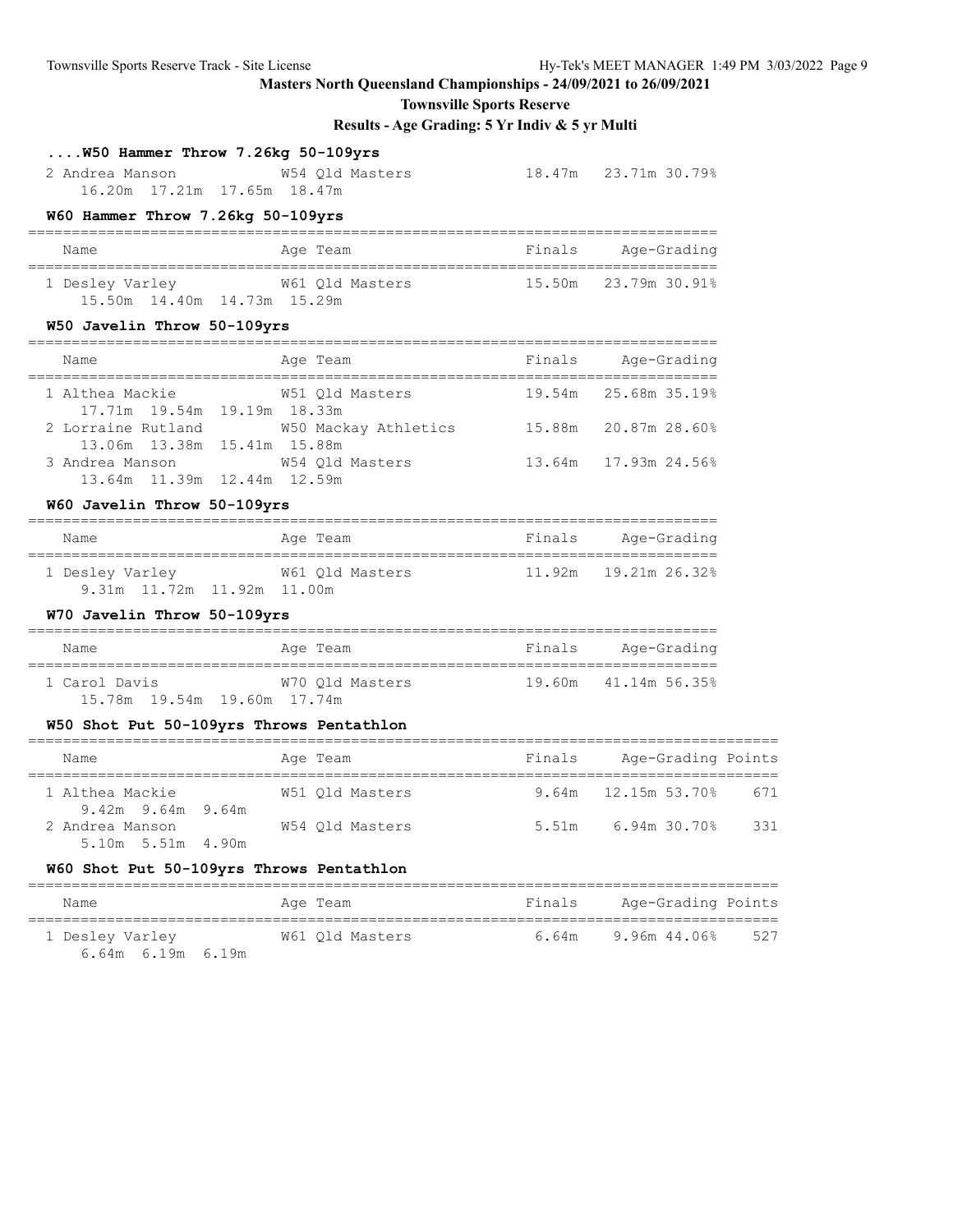## Masters North Queensland Championships - 24/09/2021 to 26/09/2021

**Townsville Sports Reserve**

**Results - Age Grading: 5 Yr Indiv & 5 yr Multi**

### ....W50 Hammer Throw 7.26kg 50-109yrs

| Name | Age | Team | Finals | Age-Grading | |
|---|---|---|---|---|---|
| 2 Andrea Manson | W54 | Qld Masters | 18.47m | 23.71m | 30.79% |
| 16.20m 17.21m 17.65m 18.47m | | | | | |

### W60 Hammer Throw 7.26kg 50-109yrs

| Name | Age | Team | Finals | Age-Grading | |
|---|---|---|---|---|---|
| 1 Desley Varley | W61 | Qld Masters | 15.50m | 23.79m | 30.91% |
| 15.50m 14.40m 14.73m 15.29m | | | | | |

### W50 Javelin Throw 50-109yrs

| Name | Age | Team | Finals | Age-Grading | |
|---|---|---|---|---|---|
| 1 Althea Mackie | W51 | Qld Masters | 19.54m | 25.68m | 35.19% |
| 17.71m 19.54m 19.19m 18.33m | | | | | |
| 2 Lorraine Rutland | W50 | Mackay Athletics | 15.88m | 20.87m | 28.60% |
| 13.06m 13.38m 15.41m 15.88m | | | | | |
| 3 Andrea Manson | W54 | Qld Masters | 13.64m | 17.93m | 24.56% |
| 13.64m 11.39m 12.44m 12.59m | | | | | |

### W60 Javelin Throw 50-109yrs

| Name | Age | Team | Finals | Age-Grading | |
|---|---|---|---|---|---|
| 1 Desley Varley | W61 | Qld Masters | 11.92m | 19.21m | 26.32% |
| 9.31m 11.72m 11.92m 11.00m | | | | | |

### W70 Javelin Throw 50-109yrs

| Name | Age | Team | Finals | Age-Grading | |
|---|---|---|---|---|---|
| 1 Carol Davis | W70 | Qld Masters | 19.60m | 41.14m | 56.35% |
| 15.78m 19.54m 19.60m 17.74m | | | | | |

### W50 Shot Put 50-109yrs Throws Pentathlon

| Name | Age | Team | Finals | Age-Grading | | Points |
|---|---|---|---|---|---|---|
| 1 Althea Mackie | W51 | Qld Masters | 9.64m | 12.15m | 53.70% | 671 |
| 9.42m 9.64m 9.64m | | | | | | |
| 2 Andrea Manson | W54 | Qld Masters | 5.51m | 6.94m | 30.70% | 331 |
| 5.10m 5.51m 4.90m | | | | | | |

### W60 Shot Put 50-109yrs Throws Pentathlon

| Name | Age | Team | Finals | Age-Grading | | Points |
|---|---|---|---|---|---|---|
| 1 Desley Varley | W61 | Qld Masters | 6.64m | 9.96m | 44.06% | 527 |
| 6.64m 6.19m 6.19m | | | | | | |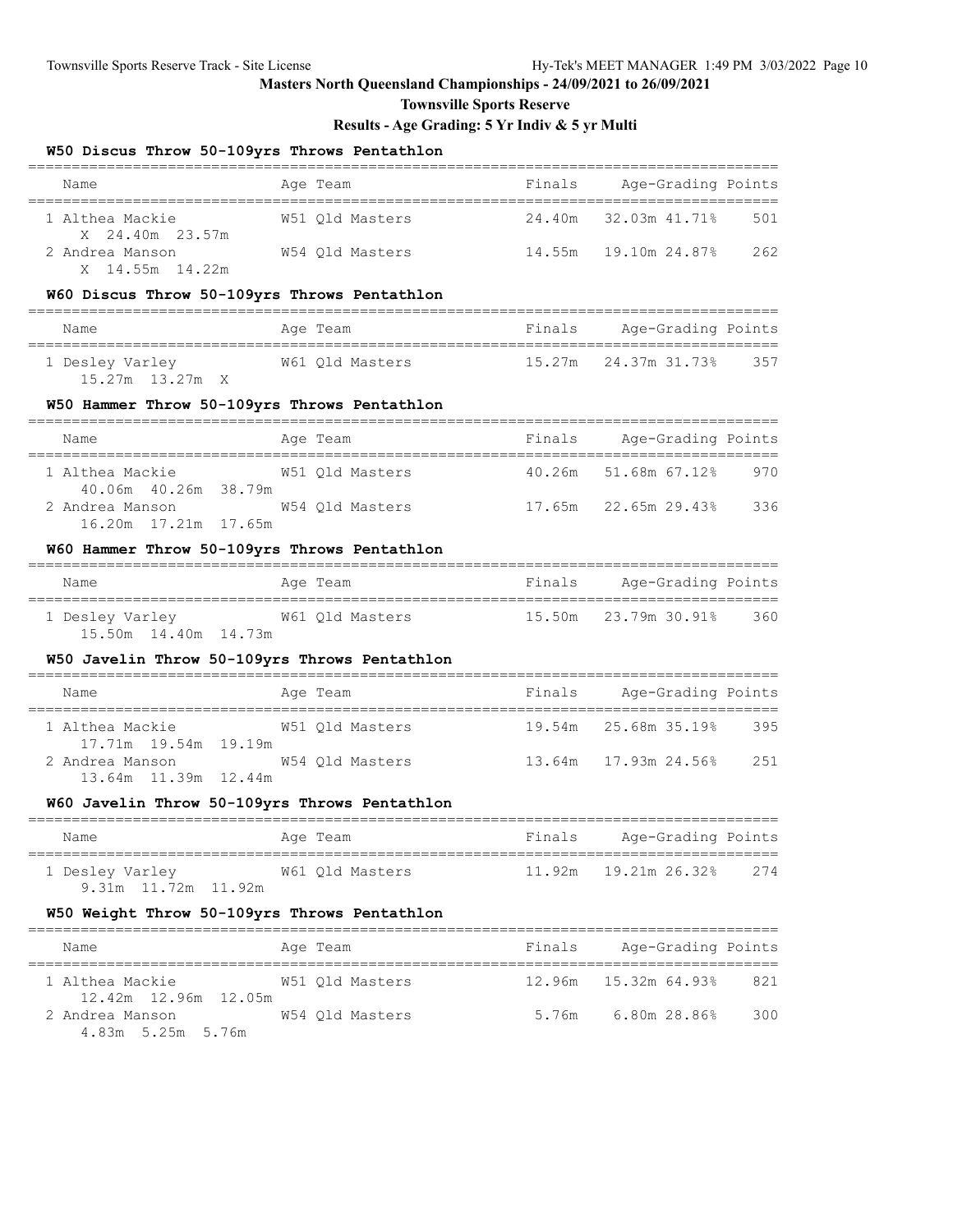## Masters North Queensland Championships - 24/09/2021 to 26/09/2021

### Townsville Sports Reserve

### Results - Age Grading: 5 Yr Indiv & 5 yr Multi

#### W50 Discus Throw 50-109yrs Throws Pentathlon

| Name | Age | Team | Finals | Age-Grading | | Points |
|---|---|---|---|---|---|---|
| 1 Althea Mackie | W51 | Qld Masters | 24.40m | 32.03m | 41.71% | 501 |
| X 24.40m 23.57m | | | | | | |
| 2 Andrea Manson | W54 | Qld Masters | 14.55m | 19.10m | 24.87% | 262 |
| X 14.55m 14.22m | | | | | | |

#### W60 Discus Throw 50-109yrs Throws Pentathlon

| Name | Age | Team | Finals | Age-Grading | | Points |
|---|---|---|---|---|---|---|
| 1 Desley Varley | W61 | Qld Masters | 15.27m | 24.37m | 31.73% | 357 |
| 15.27m 13.27m X | | | | | | |

#### W50 Hammer Throw 50-109yrs Throws Pentathlon

| Name | Age | Team | Finals | Age-Grading | | Points |
|---|---|---|---|---|---|---|
| 1 Althea Mackie | W51 | Qld Masters | 40.26m | 51.68m | 67.12% | 970 |
| 40.06m 40.26m 38.79m | | | | | | |
| 2 Andrea Manson | W54 | Qld Masters | 17.65m | 22.65m | 29.43% | 336 |
| 16.20m 17.21m 17.65m | | | | | | |

#### W60 Hammer Throw 50-109yrs Throws Pentathlon

| Name | Age | Team | Finals | Age-Grading | | Points |
|---|---|---|---|---|---|---|
| 1 Desley Varley | W61 | Qld Masters | 15.50m | 23.79m | 30.91% | 360 |
| 15.50m 14.40m 14.73m | | | | | | |

#### W50 Javelin Throw 50-109yrs Throws Pentathlon

| Name | Age | Team | Finals | Age-Grading | | Points |
|---|---|---|---|---|---|---|
| 1 Althea Mackie | W51 | Qld Masters | 19.54m | 25.68m | 35.19% | 395 |
| 17.71m 19.54m 19.19m | | | | | | |
| 2 Andrea Manson | W54 | Qld Masters | 13.64m | 17.93m | 24.56% | 251 |
| 13.64m 11.39m 12.44m | | | | | | |

#### W60 Javelin Throw 50-109yrs Throws Pentathlon

| Name | Age | Team | Finals | Age-Grading | | Points |
|---|---|---|---|---|---|---|
| 1 Desley Varley | W61 | Qld Masters | 11.92m | 19.21m | 26.32% | 274 |
| 9.31m 11.72m 11.92m | | | | | | |

#### W50 Weight Throw 50-109yrs Throws Pentathlon

| Name | Age | Team | Finals | Age-Grading | | Points |
|---|---|---|---|---|---|---|
| 1 Althea Mackie | W51 | Qld Masters | 12.96m | 15.32m | 64.93% | 821 |
| 12.42m 12.96m 12.05m | | | | | | |
| 2 Andrea Manson | W54 | Qld Masters | 5.76m | 6.80m | 28.86% | 300 |
| 4.83m 5.25m 5.76m | | | | | | |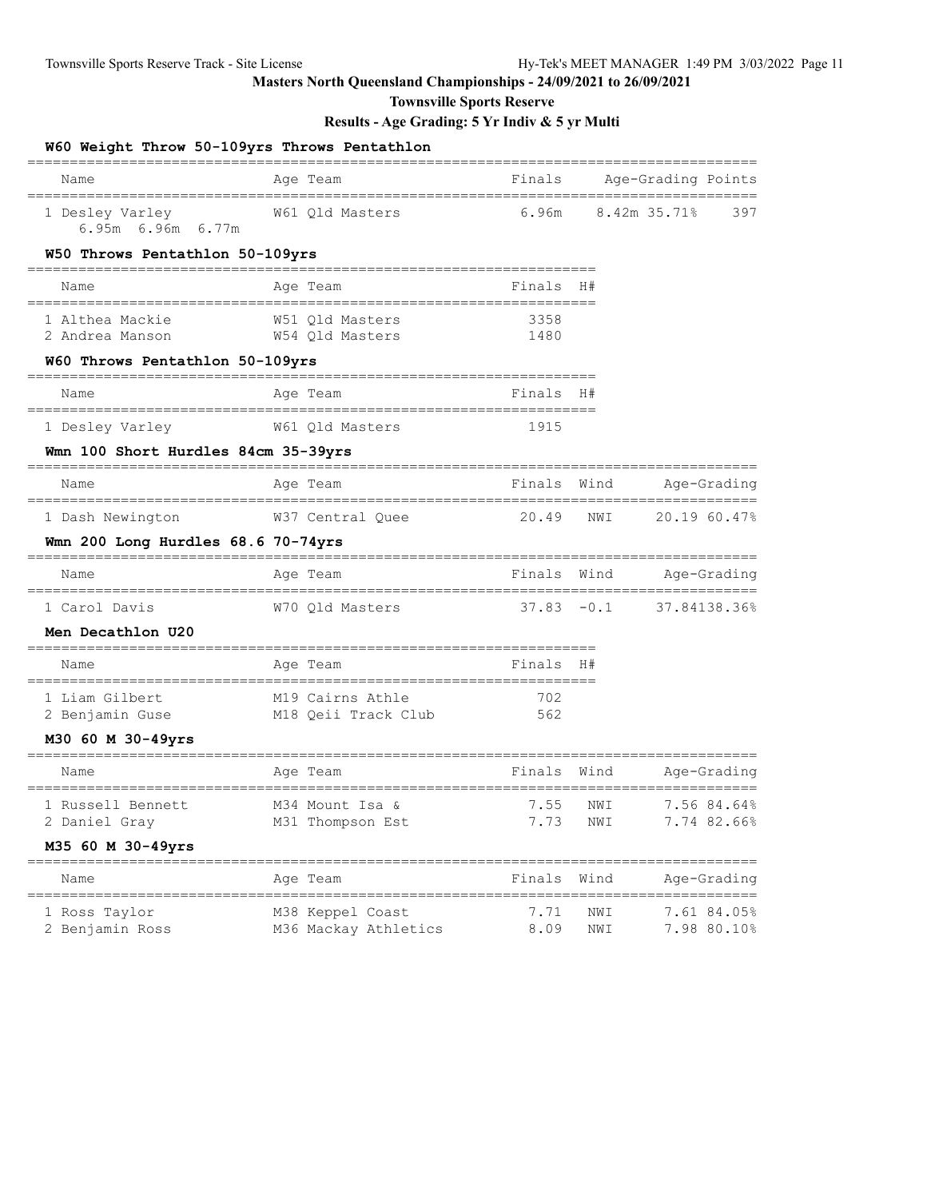# Masters North Queensland Championships - 24/09/2021 to 26/09/2021

## Townsville Sports Reserve

## Results - Age Grading: 5 Yr Indiv & 5 yr Multi

### W60 Weight Throw 50-109yrs Throws Pentathlon

| Name | Age | Team | Finals | Age-Grading | | Points |
|---|---|---|---|---|---|---|
| 1 Desley Varley | W61 | Qld Masters | 6.96m | 8.42m | 35.71% | 397 |
| 6.95m 6.96m 6.77m | | | | | | |

### W50 Throws Pentathlon 50-109yrs

| Name | Age | Team | Finals | H# |
|---|---|---|---|---|
| 1 Althea Mackie | W51 | Qld Masters | 3358 | |
| 2 Andrea Manson | W54 | Qld Masters | 1480 | |

### W60 Throws Pentathlon 50-109yrs

| Name | Age | Team | Finals | H# |
|---|---|---|---|---|
| 1 Desley Varley | W61 | Qld Masters | 1915 | |

### Wmn 100 Short Hurdles 84cm 35-39yrs

| Name | Age | Team | Finals | Wind | Age-Grading | |
|---|---|---|---|---|---|---|
| 1 Dash Newington | W37 | Central Quee | 20.49 | NWI | 20.19 | 60.47% |

### Wmn 200 Long Hurdles 68.6 70-74yrs

| Name | Age | Team | Finals | Wind | Age-Grading | |
|---|---|---|---|---|---|---|
| 1 Carol Davis | W70 | Qld Masters | 37.83 | -0.1 | 37.84 | 138.36% |

### Men Decathlon U20

| Name | Age | Team | Finals | H# |
|---|---|---|---|---|
| 1 Liam Gilbert | M19 | Cairns Athle | 702 | |
| 2 Benjamin Guse | M18 | Qeii Track Club | 562 | |

### M30 60 M 30-49yrs

| Name | Age | Team | Finals | Wind | Age-Grading | |
|---|---|---|---|---|---|---|
| 1 Russell Bennett | M34 | Mount Isa & | 7.55 | NWI | 7.56 | 84.64% |
| 2 Daniel Gray | M31 | Thompson Est | 7.73 | NWI | 7.74 | 82.66% |

### M35 60 M 30-49yrs

| Name | Age | Team | Finals | Wind | Age-Grading | |
|---|---|---|---|---|---|---|
| 1 Ross Taylor | M38 | Keppel Coast | 7.71 | NWI | 7.61 | 84.05% |
| 2 Benjamin Ross | M36 | Mackay Athletics | 8.09 | NWI | 7.98 | 80.10% |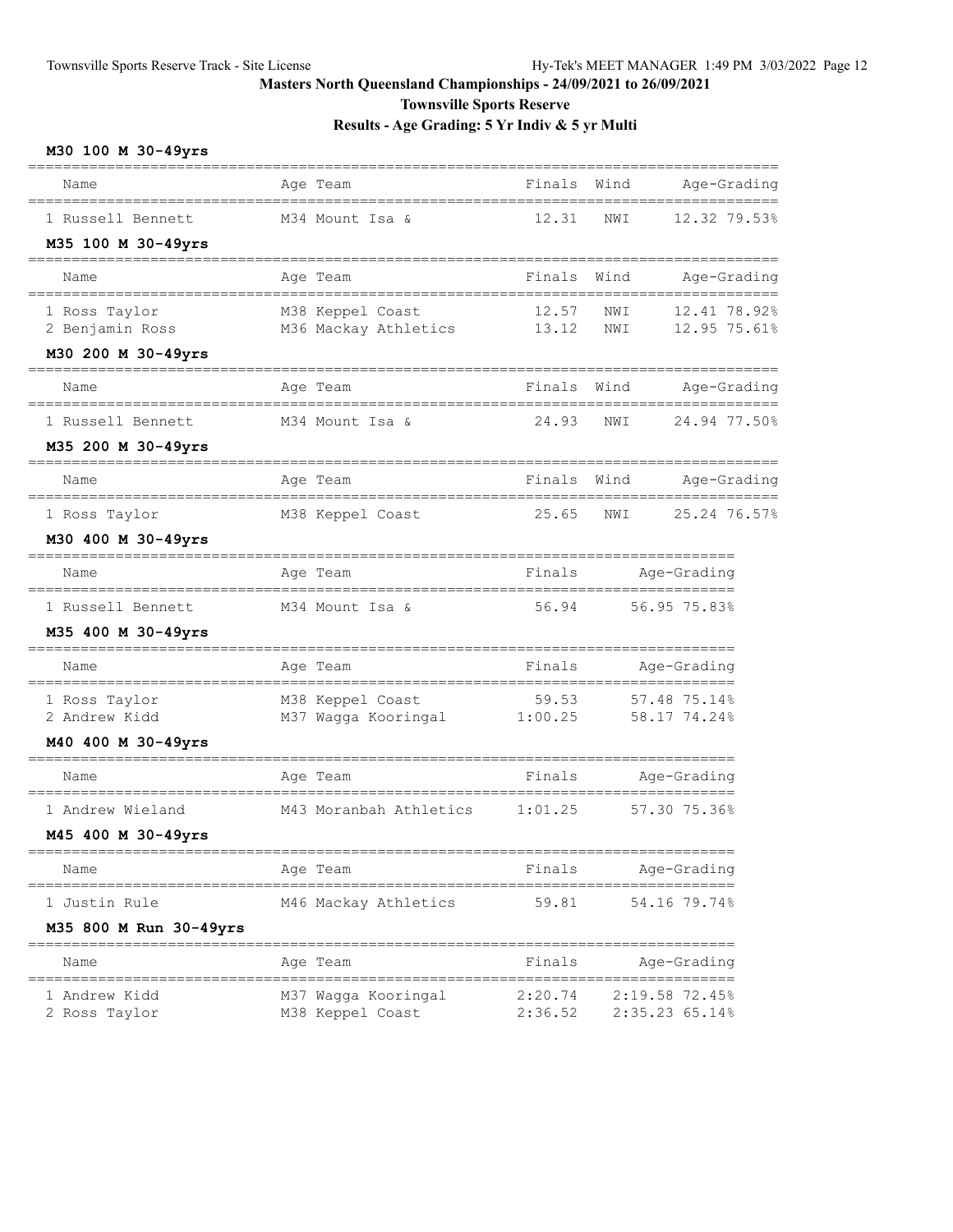## Masters North Queensland Championships - 24/09/2021 to 26/09/2021

### Townsville Sports Reserve

### Results - Age Grading: 5 Yr Indiv & 5 yr Multi

**M30 100 M 30-49yrs**

| Name | Age | Team | Finals | Wind | Age-Grading |
|---|---|---|---|---|---|
| 1 Russell Bennett | M34 | Mount Isa & | 12.31 | NWI | 12.32 79.53% |

**M35 100 M 30-49yrs**

| Name | Age | Team | Finals | Wind | Age-Grading |
|---|---|---|---|---|---|
| 1 Ross Taylor | M38 | Keppel Coast | 12.57 | NWI | 12.41 78.92% |
| 2 Benjamin Ross | M36 | Mackay Athletics | 13.12 | NWI | 12.95 75.61% |

**M30 200 M 30-49yrs**

| Name | Age | Team | Finals | Wind | Age-Grading |
|---|---|---|---|---|---|
| 1 Russell Bennett | M34 | Mount Isa & | 24.93 | NWI | 24.94 77.50% |

**M35 200 M 30-49yrs**

| Name | Age | Team | Finals | Wind | Age-Grading |
|---|---|---|---|---|---|
| 1 Ross Taylor | M38 | Keppel Coast | 25.65 | NWI | 25.24 76.57% |

**M30 400 M 30-49yrs**

| Name | Age | Team | Finals | Age-Grading |
|---|---|---|---|---|
| 1 Russell Bennett | M34 | Mount Isa & | 56.94 | 56.95 75.83% |

**M35 400 M 30-49yrs**

| Name | Age | Team | Finals | Age-Grading |
|---|---|---|---|---|
| 1 Ross Taylor | M38 | Keppel Coast | 59.53 | 57.48 75.14% |
| 2 Andrew Kidd | M37 | Wagga Kooringal | 1:00.25 | 58.17 74.24% |

**M40 400 M 30-49yrs**

| Name | Age | Team | Finals | Age-Grading |
|---|---|---|---|---|
| 1 Andrew Wieland | M43 | Moranbah Athletics | 1:01.25 | 57.30 75.36% |

**M45 400 M 30-49yrs**

| Name | Age | Team | Finals | Age-Grading |
|---|---|---|---|---|
| 1 Justin Rule | M46 | Mackay Athletics | 59.81 | 54.16 79.74% |

**M35 800 M Run 30-49yrs**

| Name | Age | Team | Finals | Age-Grading |
|---|---|---|---|---|
| 1 Andrew Kidd | M37 | Wagga Kooringal | 2:20.74 | 2:19.58 72.45% |
| 2 Ross Taylor | M38 | Keppel Coast | 2:36.52 | 2:35.23 65.14% |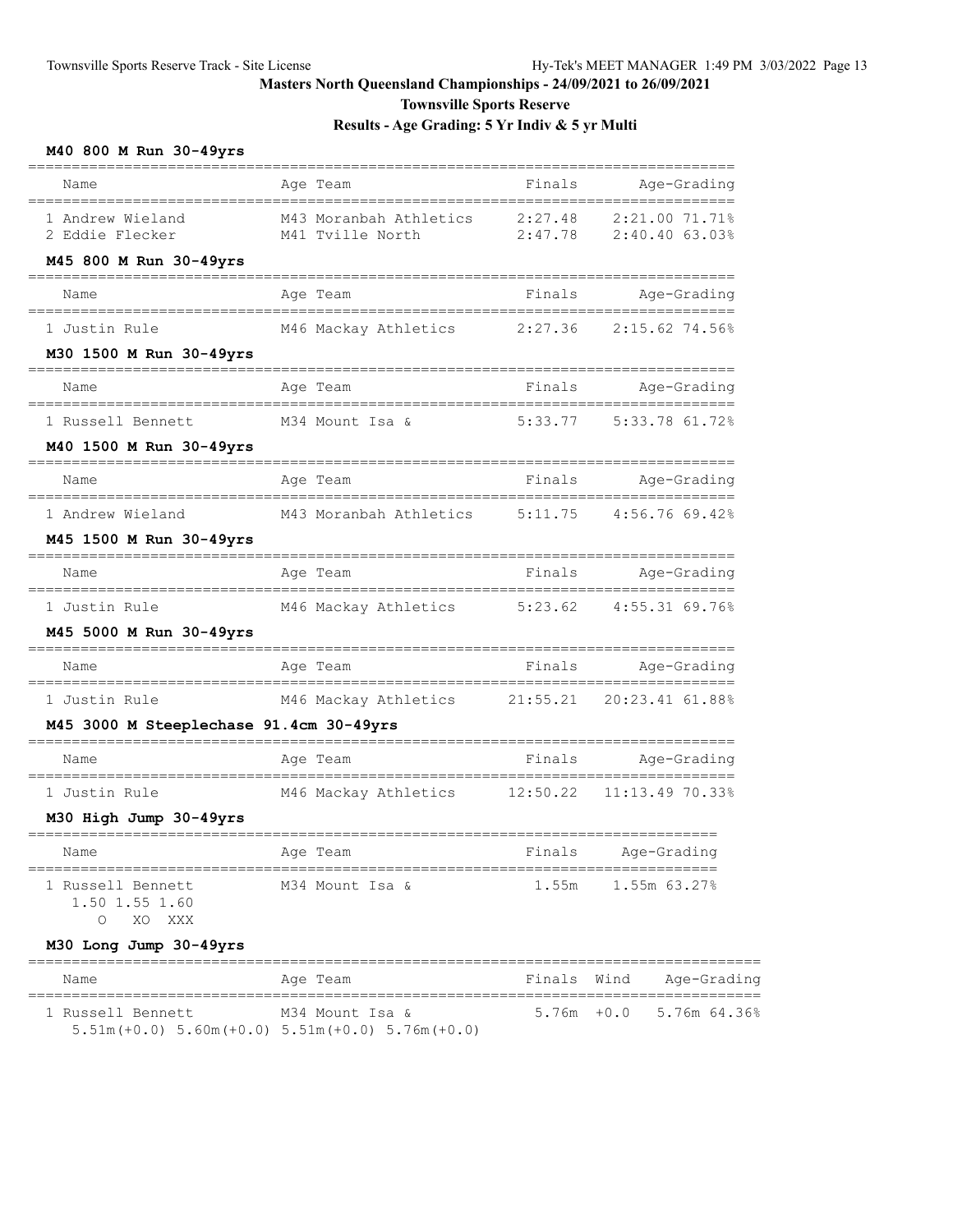# Masters North Queensland Championships - 24/09/2021 to 26/09/2021

## Townsville Sports Reserve

### Results - Age Grading: 5 Yr Indiv & 5 yr Multi

**M40 800 M Run 30-49yrs**

| Name | Age Team | Finals | Age-Grading |
|---|---|---|---|
| 1 Andrew Wieland | M43 Moranbah Athletics | 2:27.48 | 2:21.00 71.71% |
| 2 Eddie Flecker | M41 Tville North | 2:47.78 | 2:40.40 63.03% |

**M45 800 M Run 30-49yrs**

| Name | Age Team | Finals | Age-Grading |
|---|---|---|---|
| 1 Justin Rule | M46 Mackay Athletics | 2:27.36 | 2:15.62 74.56% |

**M30 1500 M Run 30-49yrs**

| Name | Age Team | Finals | Age-Grading |
|---|---|---|---|
| 1 Russell Bennett | M34 Mount Isa & | 5:33.77 | 5:33.78 61.72% |

**M40 1500 M Run 30-49yrs**

| Name | Age Team | Finals | Age-Grading |
|---|---|---|---|
| 1 Andrew Wieland | M43 Moranbah Athletics | 5:11.75 | 4:56.76 69.42% |

**M45 1500 M Run 30-49yrs**

| Name | Age Team | Finals | Age-Grading |
|---|---|---|---|
| 1 Justin Rule | M46 Mackay Athletics | 5:23.62 | 4:55.31 69.76% |

**M45 5000 M Run 30-49yrs**

| Name | Age Team | Finals | Age-Grading |
|---|---|---|---|
| 1 Justin Rule | M46 Mackay Athletics | 21:55.21 | 20:23.41 61.88% |

**M45 3000 M Steeplechase 91.4cm 30-49yrs**

| Name | Age Team | Finals | Age-Grading |
|---|---|---|---|
| 1 Justin Rule | M46 Mackay Athletics | 12:50.22 | 11:13.49 70.33% |

**M30 High Jump 30-49yrs**

| Name | Age Team | Finals | Age-Grading |
|---|---|---|---|
| 1 Russell Bennett | M34 Mount Isa & | 1.55m | 1.55m 63.27% |
| 1.50 1.55 1.60 | | | |
| O XO XXX | | | |

**M30 Long Jump 30-49yrs**

| Name | Age Team | Finals | Wind | Age-Grading |
|---|---|---|---|---|
| 1 Russell Bennett | M34 Mount Isa & | 5.76m | +0.0 | 5.76m 64.36% |
| 5.51m(+0.0) 5.60m(+0.0) 5.51m(+0.0) 5.76m(+0.0) | | | | |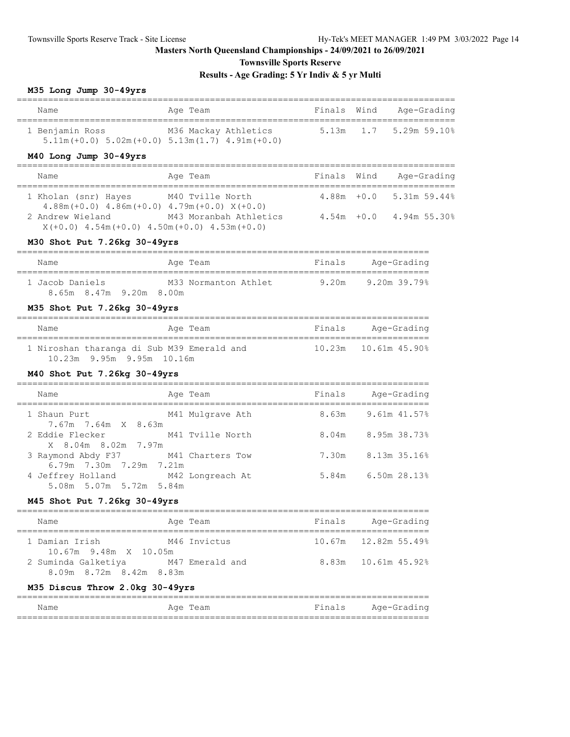# Masters North Queensland Championships - 24/09/2021 to 26/09/2021

## Townsville Sports Reserve

### Results - Age Grading: 5 Yr Indiv & 5 yr Multi

#### M35 Long Jump 30-49yrs

| Name | Age Team | Finals | Wind | Age-Grading |
|---|---|---|---|---|
| 1 Benjamin Ross | M36 Mackay Athletics | 5.13m | 1.7 | 5.29m 59.10% |
| 5.11m(+0.0) 5.02m(+0.0) 5.13m(1.7) 4.91m(+0.0) | | | | |

#### M40 Long Jump 30-49yrs

| Name | Age Team | Finals | Wind | Age-Grading |
|---|---|---|---|---|
| 1 Kholan (snr) Hayes | M40 Tville North | 4.88m | +0.0 | 5.31m 59.44% |
| 4.88m(+0.0) 4.86m(+0.0) 4.79m(+0.0) X(+0.0) | | | | |
| 2 Andrew Wieland | M43 Moranbah Athletics | 4.54m | +0.0 | 4.94m 55.30% |
| X(+0.0) 4.54m(+0.0) 4.50m(+0.0) 4.53m(+0.0) | | | | |

#### M30 Shot Put 7.26kg 30-49yrs

| Name | Age Team | Finals | Age-Grading |
|---|---|---|---|
| 1 Jacob Daniels | M33 Normanton Athlet | 9.20m | 9.20m 39.79% |
| 8.65m 8.47m 9.20m 8.00m | | | |

#### M35 Shot Put 7.26kg 30-49yrs

| Name | Age Team | Finals | Age-Grading |
|---|---|---|---|
| 1 Niroshan tharanga di Sub | M39 Emerald and | 10.23m | 10.61m 45.90% |
| 10.23m 9.95m 9.95m 10.16m | | | |

#### M40 Shot Put 7.26kg 30-49yrs

| Name | Age Team | Finals | Age-Grading |
|---|---|---|---|
| 1 Shaun Purt | M41 Mulgrave Ath | 8.63m | 9.61m 41.57% |
| 7.67m 7.64m X 8.63m | | | |
| 2 Eddie Flecker | M41 Tville North | 8.04m | 8.95m 38.73% |
| X 8.04m 8.02m 7.97m | | | |
| 3 Raymond Abdy F37 | M41 Charters Tow | 7.30m | 8.13m 35.16% |
| 6.79m 7.30m 7.29m 7.21m | | | |
| 4 Jeffrey Holland | M42 Longreach At | 5.84m | 6.50m 28.13% |
| 5.08m 5.07m 5.72m 5.84m | | | |

#### M45 Shot Put 7.26kg 30-49yrs

| Name | Age Team | Finals | Age-Grading |
|---|---|---|---|
| 1 Damian Irish | M46 Invictus | 10.67m | 12.82m 55.49% |
| 10.67m 9.48m X 10.05m | | | |
| 2 Suminda Galketiya | M47 Emerald and | 8.83m | 10.61m 45.92% |
| 8.09m 8.72m 8.42m 8.83m | | | |

#### M35 Discus Throw 2.0kg 30-49yrs

| Name | Age Team | Finals | Age-Grading |
|---|---|---|---|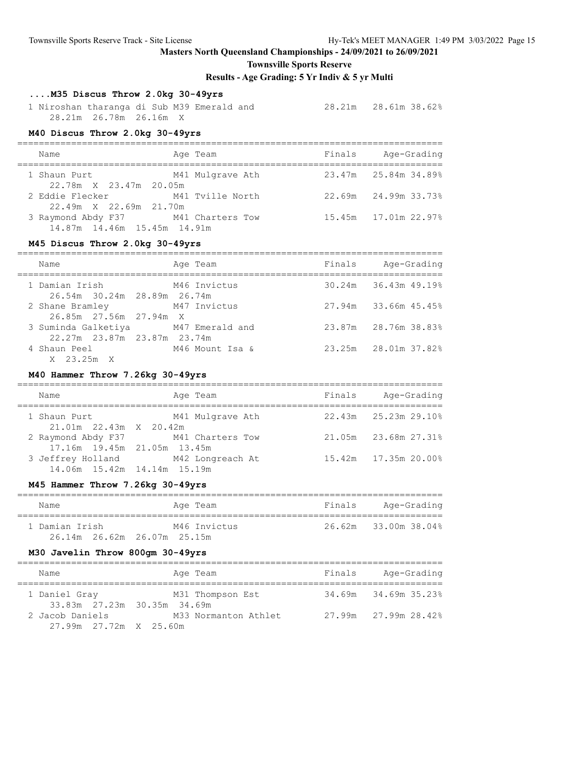**Masters North Queensland Championships - 24/09/2021 to 26/09/2021**

**Townsville Sports Reserve**

**Results - Age Grading: 5 Yr Indiv & 5 yr Multi**

### ....M35 Discus Throw 2.0kg 30-49yrs

| Name | Age | Team | Finals | Age-Grading | |
|---|---|---|---|---|---|
| 1 Niroshan tharanga di Sub | M39 | Emerald and | 28.21m | 28.61m | 38.62% |
| 28.21m 26.78m 26.16m X | | | | | |

### M40 Discus Throw 2.0kg 30-49yrs

| Name | Age | Team | Finals | Age-Grading | |
|---|---|---|---|---|---|
| 1 Shaun Purt | M41 | Mulgrave Ath | 23.47m | 25.84m | 34.89% |
| 22.78m X 23.47m 20.05m | | | | | |
| 2 Eddie Flecker | M41 | Tville North | 22.69m | 24.99m | 33.73% |
| 22.49m X 22.69m 21.70m | | | | | |
| 3 Raymond Abdy F37 | M41 | Charters Tow | 15.45m | 17.01m | 22.97% |
| 14.87m 14.46m 15.45m 14.91m | | | | | |

### M45 Discus Throw 2.0kg 30-49yrs

| Name | Age | Team | Finals | Age-Grading | |
|---|---|---|---|---|---|
| 1 Damian Irish | M46 | Invictus | 30.24m | 36.43m | 49.19% |
| 26.54m 30.24m 28.89m 26.74m | | | | | |
| 2 Shane Bramley | M47 | Invictus | 27.94m | 33.66m | 45.45% |
| 26.85m 27.56m 27.94m X | | | | | |
| 3 Suminda Galketiya | M47 | Emerald and | 23.87m | 28.76m | 38.83% |
| 22.27m 23.87m 23.87m 23.74m | | | | | |
| 4 Shaun Peel | M46 | Mount Isa & | 23.25m | 28.01m | 37.82% |
| X 23.25m X | | | | | |

### M40 Hammer Throw 7.26kg 30-49yrs

| Name | Age | Team | Finals | Age-Grading | |
|---|---|---|---|---|---|
| 1 Shaun Purt | M41 | Mulgrave Ath | 22.43m | 25.23m | 29.10% |
| 21.01m 22.43m X 20.42m | | | | | |
| 2 Raymond Abdy F37 | M41 | Charters Tow | 21.05m | 23.68m | 27.31% |
| 17.16m 19.45m 21.05m 13.45m | | | | | |
| 3 Jeffrey Holland | M42 | Longreach At | 15.42m | 17.35m | 20.00% |
| 14.06m 15.42m 14.14m 15.19m | | | | | |

### M45 Hammer Throw 7.26kg 30-49yrs

| Name | Age | Team | Finals | Age-Grading | |
|---|---|---|---|---|---|
| 1 Damian Irish | M46 | Invictus | 26.62m | 33.00m | 38.04% |
| 26.14m 26.62m 26.07m 25.15m | | | | | |

### M30 Javelin Throw 800gm 30-49yrs

| Name | Age | Team | Finals | Age-Grading | |
|---|---|---|---|---|---|
| 1 Daniel Gray | M31 | Thompson Est | 34.69m | 34.69m | 35.23% |
| 33.83m 27.23m 30.35m 34.69m | | | | | |
| 2 Jacob Daniels | M33 | Normanton Athlet | 27.99m | 27.99m | 28.42% |
| 27.99m 27.72m X 25.60m | | | | | |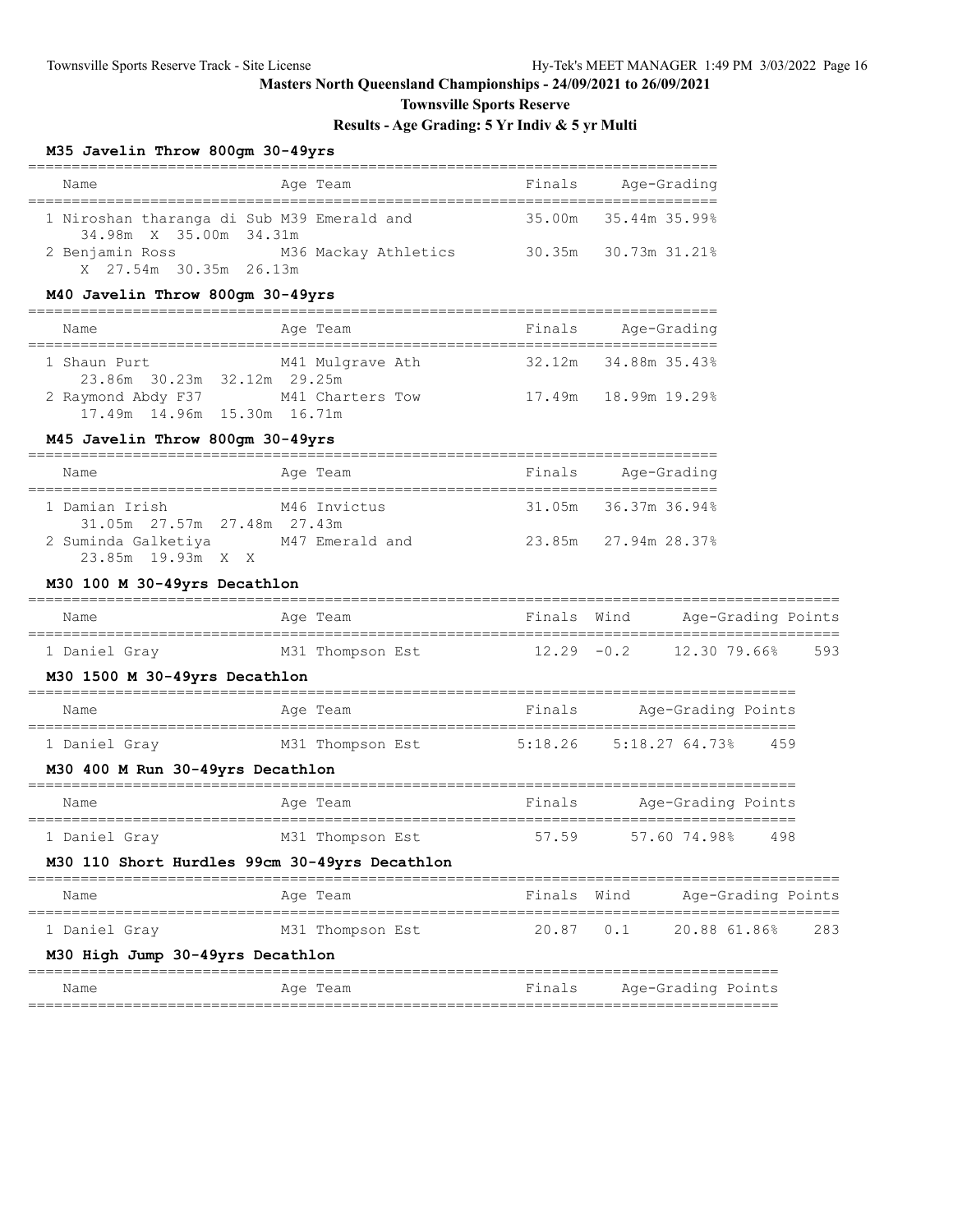**Masters North Queensland Championships - 24/09/2021 to 26/09/2021**

**Townsville Sports Reserve**

**Results - Age Grading: 5 Yr Indiv & 5 yr Multi**

### M35 Javelin Throw 800gm 30-49yrs

| Name | Age Team | Finals | Age-Grading |
|---|---|---|---|
| 1 Niroshan tharanga di Sub | M39 Emerald and | 35.00m | 35.44m 35.99% |
| 34.98m X 35.00m 34.31m | | | |
| 2 Benjamin Ross | M36 Mackay Athletics | 30.35m | 30.73m 31.21% |
| X 27.54m 30.35m 26.13m | | | |

### M40 Javelin Throw 800gm 30-49yrs

| Name | Age Team | Finals | Age-Grading |
|---|---|---|---|
| 1 Shaun Purt | M41 Mulgrave Ath | 32.12m | 34.88m 35.43% |
| 23.86m 30.23m 32.12m 29.25m | | | |
| 2 Raymond Abdy F37 | M41 Charters Tow | 17.49m | 18.99m 19.29% |
| 17.49m 14.96m 15.30m 16.71m | | | |

### M45 Javelin Throw 800gm 30-49yrs

| Name | Age Team | Finals | Age-Grading |
|---|---|---|---|
| 1 Damian Irish | M46 Invictus | 31.05m | 36.37m 36.94% |
| 31.05m 27.57m 27.48m 27.43m | | | |
| 2 Suminda Galketiya | M47 Emerald and | 23.85m | 27.94m 28.37% |
| 23.85m 19.93m X X | | | |

### M30 100 M 30-49yrs Decathlon

| Name | Age Team | Finals | Wind | Age-Grading | Points |
|---|---|---|---|---|---|
| 1 Daniel Gray | M31 Thompson Est | 12.29 | -0.2 | 12.30 79.66% | 593 |

### M30 1500 M 30-49yrs Decathlon

| Name | Age Team | Finals | Age-Grading | Points |
|---|---|---|---|---|
| 1 Daniel Gray | M31 Thompson Est | 5:18.26 | 5:18.27 64.73% | 459 |

### M30 400 M Run 30-49yrs Decathlon

| Name | Age Team | Finals | Age-Grading | Points |
|---|---|---|---|---|
| 1 Daniel Gray | M31 Thompson Est | 57.59 | 57.60 74.98% | 498 |

### M30 110 Short Hurdles 99cm 30-49yrs Decathlon

| Name | Age Team | Finals | Wind | Age-Grading | Points |
|---|---|---|---|---|---|
| 1 Daniel Gray | M31 Thompson Est | 20.87 | 0.1 | 20.88 61.86% | 283 |

### M30 High Jump 30-49yrs Decathlon

| Name | Age Team | Finals | Age-Grading | Points |
|---|---|---|---|---|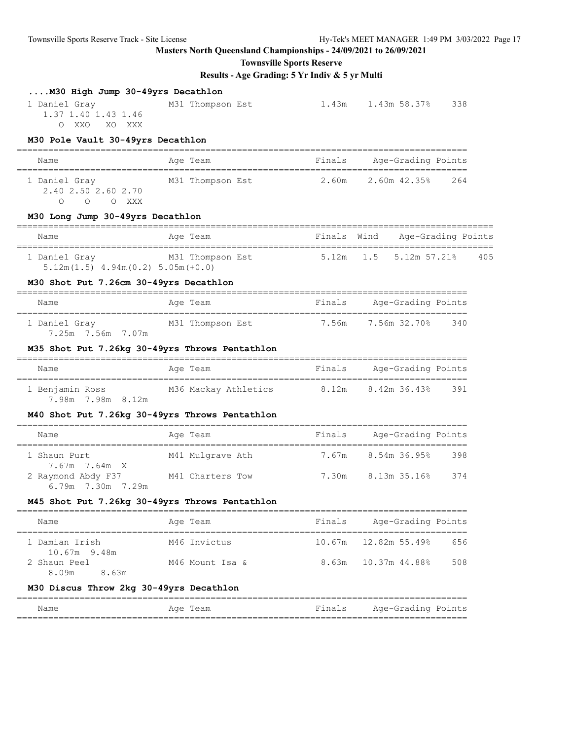# Masters North Queensland Championships - 24/09/2021 to 26/09/2021

## Townsville Sports Reserve

## Results - Age Grading: 5 Yr Indiv & 5 yr Multi

### ....M30 High Jump 30-49yrs Decathlon

| Name | Age | Team | Finals | Age-Grading | | Points |
|---|---|---|---|---|---|---|
| 1 Daniel Gray | M31 | Thompson Est | 1.43m | 1.43m | 58.37% | 338 |
| 1.37 1.40 1.43 1.46<br>O XXO XO XXX | | | | | | |

### M30 Pole Vault 30-49yrs Decathlon

| Name | Age | Team | Finals | Age-Grading | | Points |
|---|---|---|---|---|---|---|
| 1 Daniel Gray | M31 | Thompson Est | 2.60m | 2.60m | 42.35% | 264 |
| 2.40 2.50 2.60 2.70<br>O O O XXX | | | | | | |

### M30 Long Jump 30-49yrs Decathlon

| Name | Age | Team | Finals | Wind | Age-Grading | | Points |
|---|---|---|---|---|---|---|---|
| 1 Daniel Gray | M31 | Thompson Est | 5.12m | 1.5 | 5.12m | 57.21% | 405 |
| 5.12m(1.5) 4.94m(0.2) 5.05m(+0.0) | | | | | | | |

### M30 Shot Put 7.26cm 30-49yrs Decathlon

| Name | Age | Team | Finals | Age-Grading | | Points |
|---|---|---|---|---|---|---|
| 1 Daniel Gray | M31 | Thompson Est | 7.56m | 7.56m | 32.70% | 340 |
| 7.25m 7.56m 7.07m | | | | | | |

### M35 Shot Put 7.26kg 30-49yrs Throws Pentathlon

| Name | Age | Team | Finals | Age-Grading | | Points |
|---|---|---|---|---|---|---|
| 1 Benjamin Ross | M36 | Mackay Athletics | 8.12m | 8.42m | 36.43% | 391 |
| 7.98m 7.98m 8.12m | | | | | | |

### M40 Shot Put 7.26kg 30-49yrs Throws Pentathlon

| Name | Age | Team | Finals | Age-Grading | | Points |
|---|---|---|---|---|---|---|
| 1 Shaun Purt | M41 | Mulgrave Ath | 7.67m | 8.54m | 36.95% | 398 |
| 7.67m 7.64m X | | | | | | |
| 2 Raymond Abdy F37 | M41 | Charters Tow | 7.30m | 8.13m | 35.16% | 374 |
| 6.79m 7.30m 7.29m | | | | | | |

### M45 Shot Put 7.26kg 30-49yrs Throws Pentathlon

| Name | Age | Team | Finals | Age-Grading | | Points |
|---|---|---|---|---|---|---|
| 1 Damian Irish | M46 | Invictus | 10.67m | 12.82m | 55.49% | 656 |
| 10.67m 9.48m | | | | | | |
| 2 Shaun Peel | M46 | Mount Isa & | 8.63m | 10.37m | 44.88% | 508 |
| 8.09m 8.63m | | | | | | |

### M30 Discus Throw 2kg 30-49yrs Decathlon

| Name | Age | Team | Finals | Age-Grading | Points |
|---|---|---|---|---|---|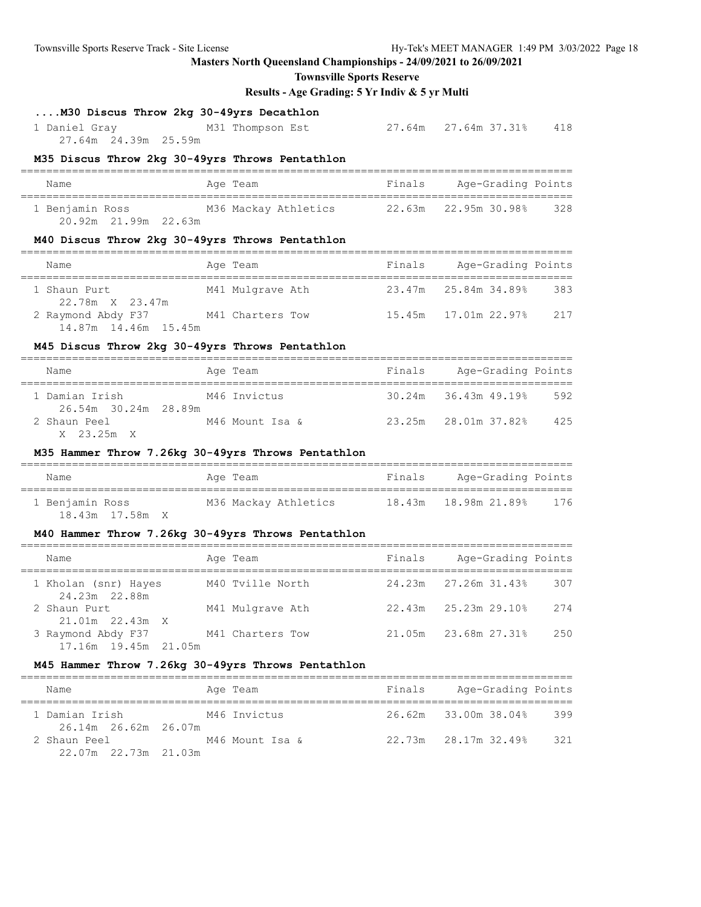## Masters North Queensland Championships - 24/09/2021 to 26/09/2021

### Townsville Sports Reserve

### Results - Age Grading: 5 Yr Indiv & 5 yr Multi

#### ....M30 Discus Throw 2kg 30-49yrs Decathlon

| Name | Age Team | Finals | Age-Grading | Points |
|---|---|---|---|---|
| 1 Daniel Gray | M31 Thompson Est | 27.64m | 27.64m 37.31% | 418 |
| 27.64m 24.39m 25.59m | | | | |

#### M35 Discus Throw 2kg 30-49yrs Throws Pentathlon

| Name | Age Team | Finals | Age-Grading | Points |
|---|---|---|---|---|
| 1 Benjamin Ross | M36 Mackay Athletics | 22.63m | 22.95m 30.98% | 328 |
| 20.92m 21.99m 22.63m | | | | |

#### M40 Discus Throw 2kg 30-49yrs Throws Pentathlon

| Name | Age Team | Finals | Age-Grading | Points |
|---|---|---|---|---|
| 1 Shaun Purt | M41 Mulgrave Ath | 23.47m | 25.84m 34.89% | 383 |
| 22.78m X 23.47m | | | | |
| 2 Raymond Abdy F37 | M41 Charters Tow | 15.45m | 17.01m 22.97% | 217 |
| 14.87m 14.46m 15.45m | | | | |

#### M45 Discus Throw 2kg 30-49yrs Throws Pentathlon

| Name | Age Team | Finals | Age-Grading | Points |
|---|---|---|---|---|
| 1 Damian Irish | M46 Invictus | 30.24m | 36.43m 49.19% | 592 |
| 26.54m 30.24m 28.89m | | | | |
| 2 Shaun Peel | M46 Mount Isa & | 23.25m | 28.01m 37.82% | 425 |
| X 23.25m X | | | | |

#### M35 Hammer Throw 7.26kg 30-49yrs Throws Pentathlon

| Name | Age Team | Finals | Age-Grading | Points |
|---|---|---|---|---|
| 1 Benjamin Ross | M36 Mackay Athletics | 18.43m | 18.98m 21.89% | 176 |
| 18.43m 17.58m X | | | | |

#### M40 Hammer Throw 7.26kg 30-49yrs Throws Pentathlon

| Name | Age Team | Finals | Age-Grading | Points |
|---|---|---|---|---|
| 1 Kholan (snr) Hayes | M40 Tville North | 24.23m | 27.26m 31.43% | 307 |
| 24.23m 22.88m | | | | |
| 2 Shaun Purt | M41 Mulgrave Ath | 22.43m | 25.23m 29.10% | 274 |
| 21.01m 22.43m X | | | | |
| 3 Raymond Abdy F37 | M41 Charters Tow | 21.05m | 23.68m 27.31% | 250 |
| 17.16m 19.45m 21.05m | | | | |

#### M45 Hammer Throw 7.26kg 30-49yrs Throws Pentathlon

| Name | Age Team | Finals | Age-Grading | Points |
|---|---|---|---|---|
| 1 Damian Irish | M46 Invictus | 26.62m | 33.00m 38.04% | 399 |
| 26.14m 26.62m 26.07m | | | | |
| 2 Shaun Peel | M46 Mount Isa & | 22.73m | 28.17m 32.49% | 321 |
| 22.07m 22.73m 21.03m | | | | |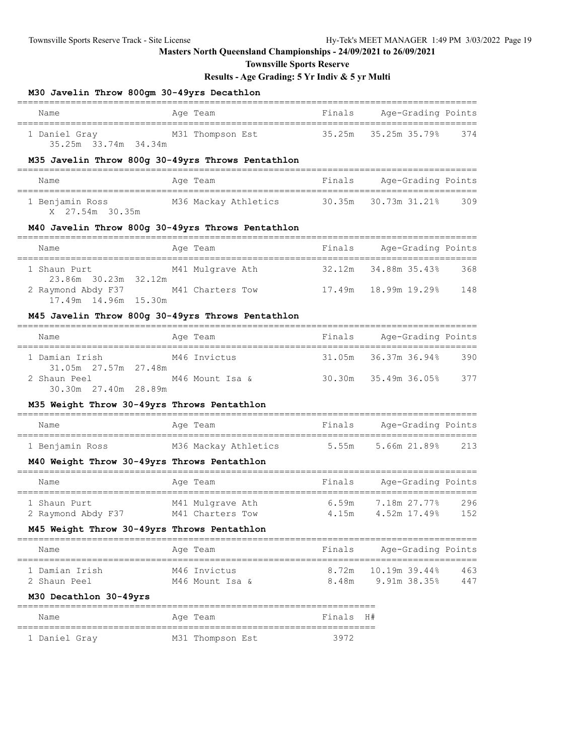Masters North Queensland Championships - 24/09/2021 to 26/09/2021

**Townsville Sports Reserve**

**Results - Age Grading: 5 Yr Indiv & 5 yr Multi**

### M30 Javelin Throw 800gm 30-49yrs Decathlon

| Name | Age | Team | Finals | Age-Grading | | Points |
|---|---|---|---|---|---|---|
| 1 Daniel Gray | M31 | Thompson Est | 35.25m | 35.25m | 35.79% | 374 |
| 35.25m 33.74m 34.34m | | | | | | |

### M35 Javelin Throw 800g 30-49yrs Throws Pentathlon

| Name | Age | Team | Finals | Age-Grading | | Points |
|---|---|---|---|---|---|---|
| 1 Benjamin Ross | M36 | Mackay Athletics | 30.35m | 30.73m | 31.21% | 309 |
| X 27.54m 30.35m | | | | | | |

### M40 Javelin Throw 800g 30-49yrs Throws Pentathlon

| Name | Age | Team | Finals | Age-Grading | | Points |
|---|---|---|---|---|---|---|
| 1 Shaun Purt | M41 | Mulgrave Ath | 32.12m | 34.88m | 35.43% | 368 |
| 23.86m 30.23m 32.12m | | | | | | |
| 2 Raymond Abdy F37 | M41 | Charters Tow | 17.49m | 18.99m | 19.29% | 148 |
| 17.49m 14.96m 15.30m | | | | | | |

### M45 Javelin Throw 800g 30-49yrs Throws Pentathlon

| Name | Age | Team | Finals | Age-Grading | | Points |
|---|---|---|---|---|---|---|
| 1 Damian Irish | M46 | Invictus | 31.05m | 36.37m | 36.94% | 390 |
| 31.05m 27.57m 27.48m | | | | | | |
| 2 Shaun Peel | M46 | Mount Isa & | 30.30m | 35.49m | 36.05% | 377 |
| 30.30m 27.40m 28.89m | | | | | | |

### M35 Weight Throw 30-49yrs Throws Pentathlon

| Name | Age | Team | Finals | Age-Grading | | Points |
|---|---|---|---|---|---|---|
| 1 Benjamin Ross | M36 | Mackay Athletics | 5.55m | 5.66m | 21.89% | 213 |

### M40 Weight Throw 30-49yrs Throws Pentathlon

| Name | Age | Team | Finals | Age-Grading | | Points |
|---|---|---|---|---|---|---|
| 1 Shaun Purt | M41 | Mulgrave Ath | 6.59m | 7.18m | 27.77% | 296 |
| 2 Raymond Abdy F37 | M41 | Charters Tow | 4.15m | 4.52m | 17.49% | 152 |

### M45 Weight Throw 30-49yrs Throws Pentathlon

| Name | Age | Team | Finals | Age-Grading | | Points |
|---|---|---|---|---|---|---|
| 1 Damian Irish | M46 | Invictus | 8.72m | 10.19m | 39.44% | 463 |
| 2 Shaun Peel | M46 | Mount Isa & | 8.48m | 9.91m | 38.35% | 447 |

### M30 Decathlon 30-49yrs

| Name | Age | Team | Finals | H# |
|---|---|---|---|---|
| 1 Daniel Gray | M31 | Thompson Est | 3972 | |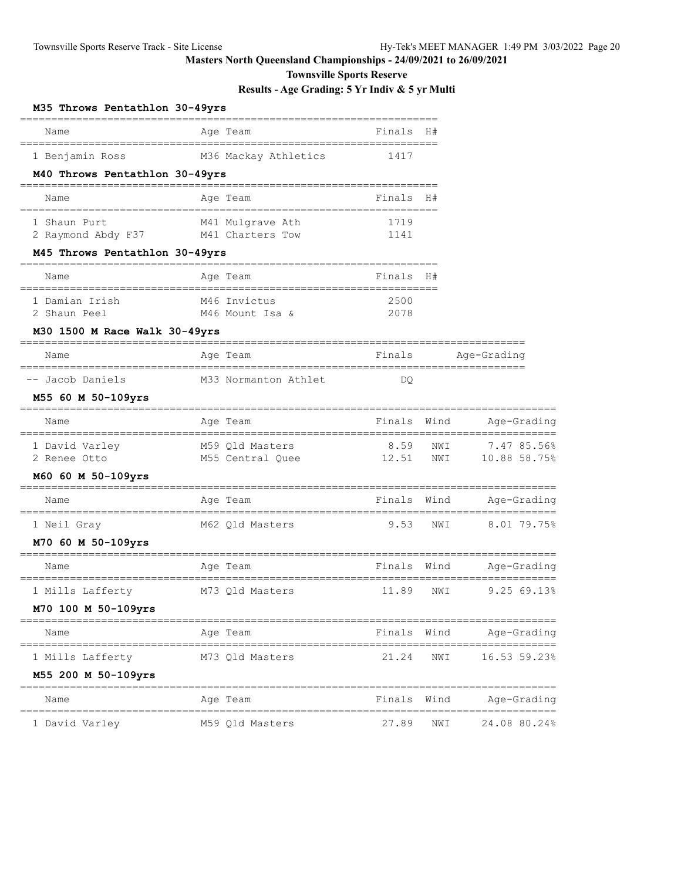# Masters North Queensland Championships - 24/09/2021 to 26/09/2021

## Townsville Sports Reserve

### Results - Age Grading: 5 Yr Indiv & 5 yr Multi

#### M35 Throws Pentathlon 30-49yrs

| | Name | Age | Team | Finals | H# |
|---|---|---|---|---|---|
| 1 | Benjamin Ross | M36 | Mackay Athletics | 1417 | |

#### M40 Throws Pentathlon 30-49yrs

| | Name | Age | Team | Finals | H# |
|---|---|---|---|---|---|
| 1 | Shaun Purt | M41 | Mulgrave Ath | 1719 | |
| 2 | Raymond Abdy F37 | M41 | Charters Tow | 1141 | |

#### M45 Throws Pentathlon 30-49yrs

| | Name | Age | Team | Finals | H# |
|---|---|---|---|---|---|
| 1 | Damian Irish | M46 | Invictus | 2500 | |
| 2 | Shaun Peel | M46 | Mount Isa & | 2078 | |

#### M30 1500 M Race Walk 30-49yrs

| | Name | Age | Team | Finals | Age-Grading |
|---|---|---|---|---|---|
| -- | Jacob Daniels | M33 | Normanton Athlet | DQ | |

#### M55 60 M 50-109yrs

| | Name | Age | Team | Finals | Wind | Age-Grading |
|---|---|---|---|---|---|---|
| 1 | David Varley | M59 | Qld Masters | 8.59 | NWI | 7.47 85.56% |
| 2 | Renee Otto | M55 | Central Quee | 12.51 | NWI | 10.88 58.75% |

#### M60 60 M 50-109yrs

| | Name | Age | Team | Finals | Wind | Age-Grading |
|---|---|---|---|---|---|---|
| 1 | Neil Gray | M62 | Qld Masters | 9.53 | NWI | 8.01 79.75% |

#### M70 60 M 50-109yrs

| | Name | Age | Team | Finals | Wind | Age-Grading |
|---|---|---|---|---|---|---|
| 1 | Mills Lafferty | M73 | Qld Masters | 11.89 | NWI | 9.25 69.13% |

#### M70 100 M 50-109yrs

| | Name | Age | Team | Finals | Wind | Age-Grading |
|---|---|---|---|---|---|---|
| 1 | Mills Lafferty | M73 | Qld Masters | 21.24 | NWI | 16.53 59.23% |

#### M55 200 M 50-109yrs

| | Name | Age | Team | Finals | Wind | Age-Grading |
|---|---|---|---|---|---|---|
| 1 | David Varley | M59 | Qld Masters | 27.89 | NWI | 24.08 80.24% |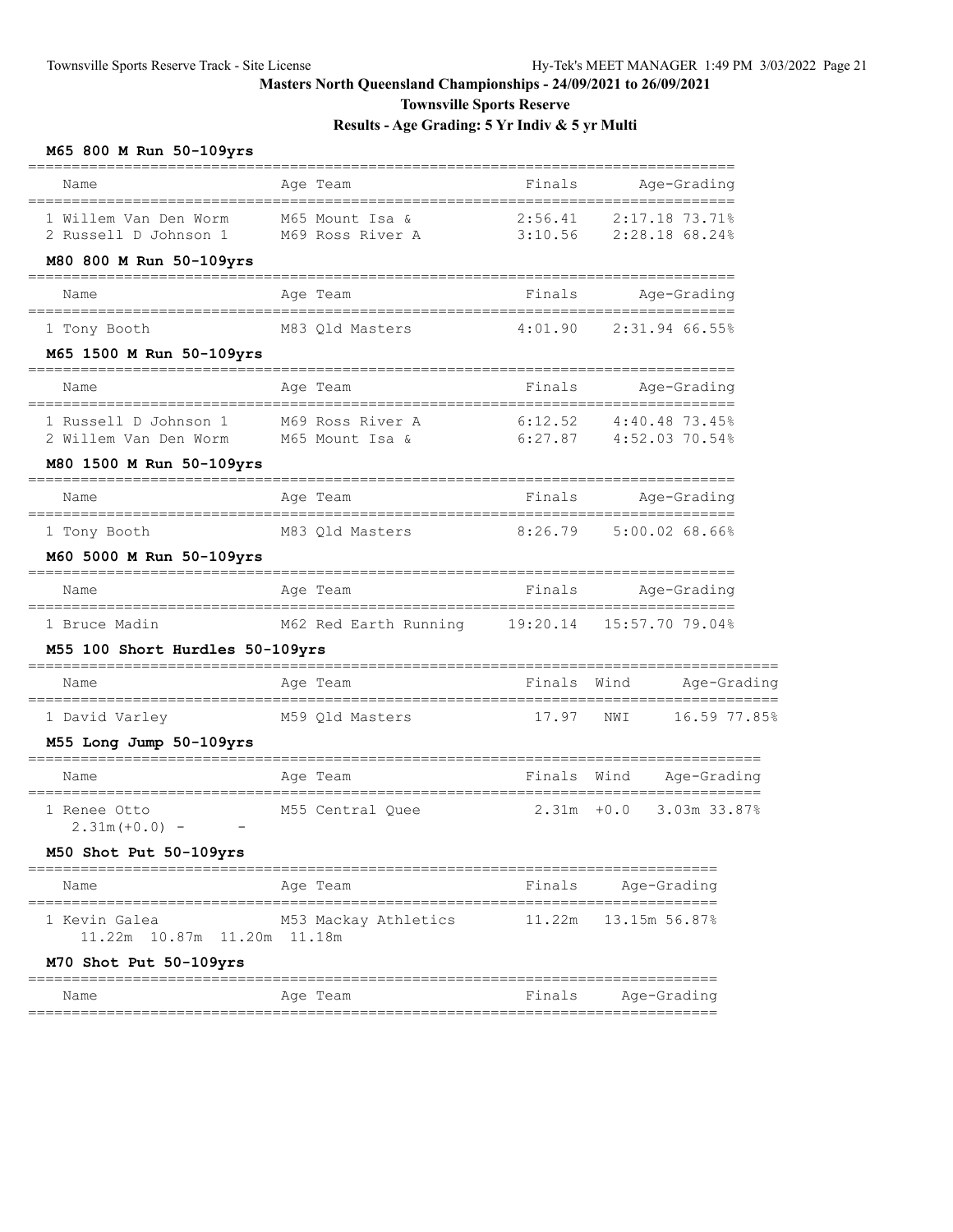# Masters North Queensland Championships - 24/09/2021 to 26/09/2021

## Townsville Sports Reserve

## Results - Age Grading: 5 Yr Indiv & 5 yr Multi

### M65 800 M Run 50-109yrs

| Name | Age | Team | Finals | Age-Grading |
|---|---|---|---|---|
| 1 Willem Van Den Worm | M65 | Mount Isa & | 2:56.41 | 2:17.18 73.71% |
| 2 Russell D Johnson 1 | M69 | Ross River A | 3:10.56 | 2:28.18 68.24% |

### M80 800 M Run 50-109yrs

| Name | Age | Team | Finals | Age-Grading |
|---|---|---|---|---|
| 1 Tony Booth | M83 | Qld Masters | 4:01.90 | 2:31.94 66.55% |

### M65 1500 M Run 50-109yrs

| Name | Age | Team | Finals | Age-Grading |
|---|---|---|---|---|
| 1 Russell D Johnson 1 | M69 | Ross River A | 6:12.52 | 4:40.48 73.45% |
| 2 Willem Van Den Worm | M65 | Mount Isa & | 6:27.87 | 4:52.03 70.54% |

### M80 1500 M Run 50-109yrs

| Name | Age | Team | Finals | Age-Grading |
|---|---|---|---|---|
| 1 Tony Booth | M83 | Qld Masters | 8:26.79 | 5:00.02 68.66% |

### M60 5000 M Run 50-109yrs

| Name | Age | Team | Finals | Age-Grading |
|---|---|---|---|---|
| 1 Bruce Madin | M62 | Red Earth Running | 19:20.14 | 15:57.70 79.04% |

### M55 100 Short Hurdles 50-109yrs

| Name | Age | Team | Finals | Wind | Age-Grading |
|---|---|---|---|---|---|
| 1 David Varley | M59 | Qld Masters | 17.97 | NWI | 16.59 77.85% |

### M55 Long Jump 50-109yrs

| Name | Age | Team | Finals | Wind | Age-Grading |
|---|---|---|---|---|---|
| 1 Renee Otto | M55 | Central Quee | 2.31m | +0.0 | 3.03m 33.87% |
| 2.31m(+0.0) - - | | | | | |

### M50 Shot Put 50-109yrs

| Name | Age | Team | Finals | Age-Grading |
|---|---|---|---|---|
| 1 Kevin Galea | M53 | Mackay Athletics | 11.22m | 13.15m 56.87% |
| 11.22m 10.87m 11.20m 11.18m | | | | |

### M70 Shot Put 50-109yrs

| Name | Age | Team | Finals | Age-Grading |
|---|---|---|---|---|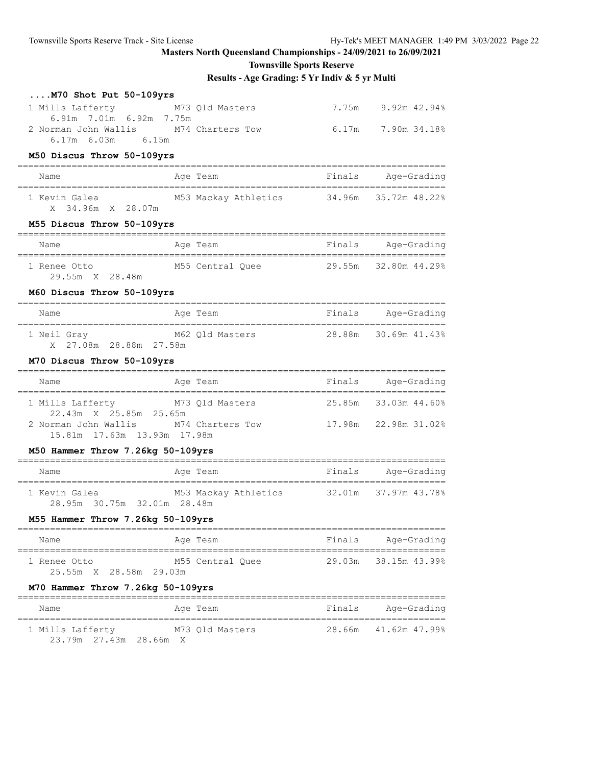## Masters North Queensland Championships - 24/09/2021 to 26/09/2021

**Townsville Sports Reserve**

**Results - Age Grading: 5 Yr Indiv & 5 yr Multi**

### ....M70 Shot Put 50-109yrs

| Name | Age | Team | Finals | Age-Grading |
|---|---|---|---|---|
| 1 Mills Lafferty | M73 | Qld Masters | 7.75m | 9.92m 42.94% |
| 6.91m 7.01m 6.92m 7.75m | | | | |
| 2 Norman John Wallis | M74 | Charters Tow | 6.17m | 7.90m 34.18% |
| 6.17m 6.03m 6.15m | | | | |

### M50 Discus Throw 50-109yrs

| Name | Age | Team | Finals | Age-Grading |
|---|---|---|---|---|
| 1 Kevin Galea | M53 | Mackay Athletics | 34.96m | 35.72m 48.22% |
| X 34.96m X 28.07m | | | | |

### M55 Discus Throw 50-109yrs

| Name | Age | Team | Finals | Age-Grading |
|---|---|---|---|---|
| 1 Renee Otto | M55 | Central Quee | 29.55m | 32.80m 44.29% |
| 29.55m X 28.48m | | | | |

### M60 Discus Throw 50-109yrs

| Name | Age | Team | Finals | Age-Grading |
|---|---|---|---|---|
| 1 Neil Gray | M62 | Qld Masters | 28.88m | 30.69m 41.43% |
| X 27.08m 28.88m 27.58m | | | | |

### M70 Discus Throw 50-109yrs

| Name | Age | Team | Finals | Age-Grading |
|---|---|---|---|---|
| 1 Mills Lafferty | M73 | Qld Masters | 25.85m | 33.03m 44.60% |
| 22.43m X 25.85m 25.65m | | | | |
| 2 Norman John Wallis | M74 | Charters Tow | 17.98m | 22.98m 31.02% |
| 15.81m 17.63m 13.93m 17.98m | | | | |

### M50 Hammer Throw 7.26kg 50-109yrs

| Name | Age | Team | Finals | Age-Grading |
|---|---|---|---|---|
| 1 Kevin Galea | M53 | Mackay Athletics | 32.01m | 37.97m 43.78% |
| 28.95m 30.75m 32.01m 28.48m | | | | |

### M55 Hammer Throw 7.26kg 50-109yrs

| Name | Age | Team | Finals | Age-Grading |
|---|---|---|---|---|
| 1 Renee Otto | M55 | Central Quee | 29.03m | 38.15m 43.99% |
| 25.55m X 28.58m 29.03m | | | | |

### M70 Hammer Throw 7.26kg 50-109yrs

| Name | Age | Team | Finals | Age-Grading |
|---|---|---|---|---|
| 1 Mills Lafferty | M73 | Qld Masters | 28.66m | 41.62m 47.99% |
| 23.79m 27.43m 28.66m X | | | | |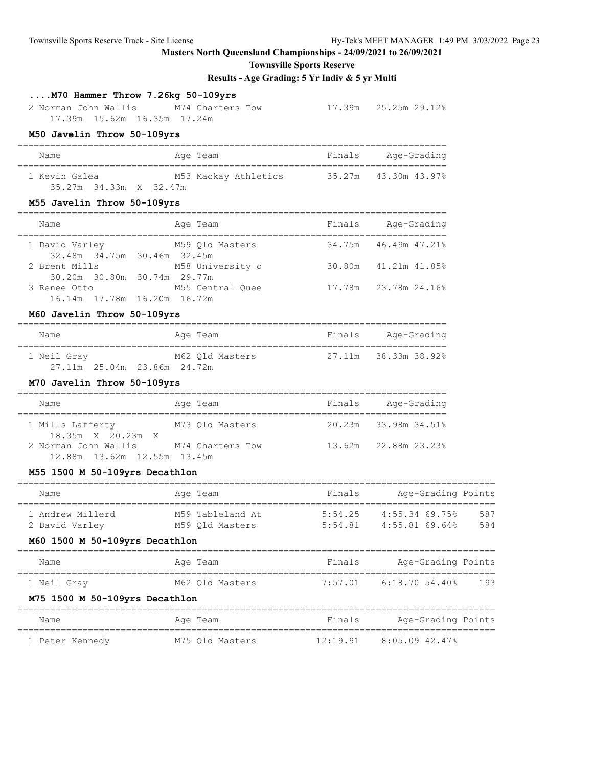## ....M70 Hammer Throw 7.26kg 50-109yrs

| Name | Age | Team | Finals | Age-Grading | |
|---|---|---|---|---|---|
| 2 Norman John Wallis | M74 | Charters Tow | 17.39m | 25.25m | 29.12% |
| 17.39m 15.62m 16.35m 17.24m | | | | | |

## M50 Javelin Throw 50-109yrs

| Name | Age | Team | Finals | Age-Grading | |
|---|---|---|---|---|---|
| 1 Kevin Galea | M53 | Mackay Athletics | 35.27m | 43.30m | 43.97% |
| 35.27m 34.33m X 32.47m | | | | | |

## M55 Javelin Throw 50-109yrs

| Name | Age | Team | Finals | Age-Grading | |
|---|---|---|---|---|---|
| 1 David Varley | M59 | Qld Masters | 34.75m | 46.49m | 47.21% |
| 32.48m 34.75m 30.46m 32.45m | | | | | |
| 2 Brent Mills | M58 | University o | 30.80m | 41.21m | 41.85% |
| 30.20m 30.80m 30.74m 29.77m | | | | | |
| 3 Renee Otto | M55 | Central Quee | 17.78m | 23.78m | 24.16% |
| 16.14m 17.78m 16.20m 16.72m | | | | | |

## M60 Javelin Throw 50-109yrs

| Name | Age | Team | Finals | Age-Grading | |
|---|---|---|---|---|---|
| 1 Neil Gray | M62 | Qld Masters | 27.11m | 38.33m | 38.92% |
| 27.11m 25.04m 23.86m 24.72m | | | | | |

## M70 Javelin Throw 50-109yrs

| Name | Age | Team | Finals | Age-Grading | |
|---|---|---|---|---|---|
| 1 Mills Lafferty | M73 | Qld Masters | 20.23m | 33.98m | 34.51% |
| 18.35m X 20.23m X | | | | | |
| 2 Norman John Wallis | M74 | Charters Tow | 13.62m | 22.88m | 23.23% |
| 12.88m 13.62m 12.55m 13.45m | | | | | |

## M55 1500 M 50-109yrs Decathlon

| Name | Age | Team | Finals | Age-Grading | | Points |
|---|---|---|---|---|---|---|
| 1 Andrew Millerd | M59 | Tableland At | 5:54.25 | 4:55.34 | 69.75% | 587 |
| 2 David Varley | M59 | Qld Masters | 5:54.81 | 4:55.81 | 69.64% | 584 |

## M60 1500 M 50-109yrs Decathlon

| Name | Age | Team | Finals | Age-Grading | | Points |
|---|---|---|---|---|---|---|
| 1 Neil Gray | M62 | Qld Masters | 7:57.01 | 6:18.70 | 54.40% | 193 |

## M75 1500 M 50-109yrs Decathlon

| Name | Age | Team | Finals | Age-Grading | | Points |
|---|---|---|---|---|---|---|
| 1 Peter Kennedy | M75 | Qld Masters | 12:19.91 | 8:05.09 | 42.47% | |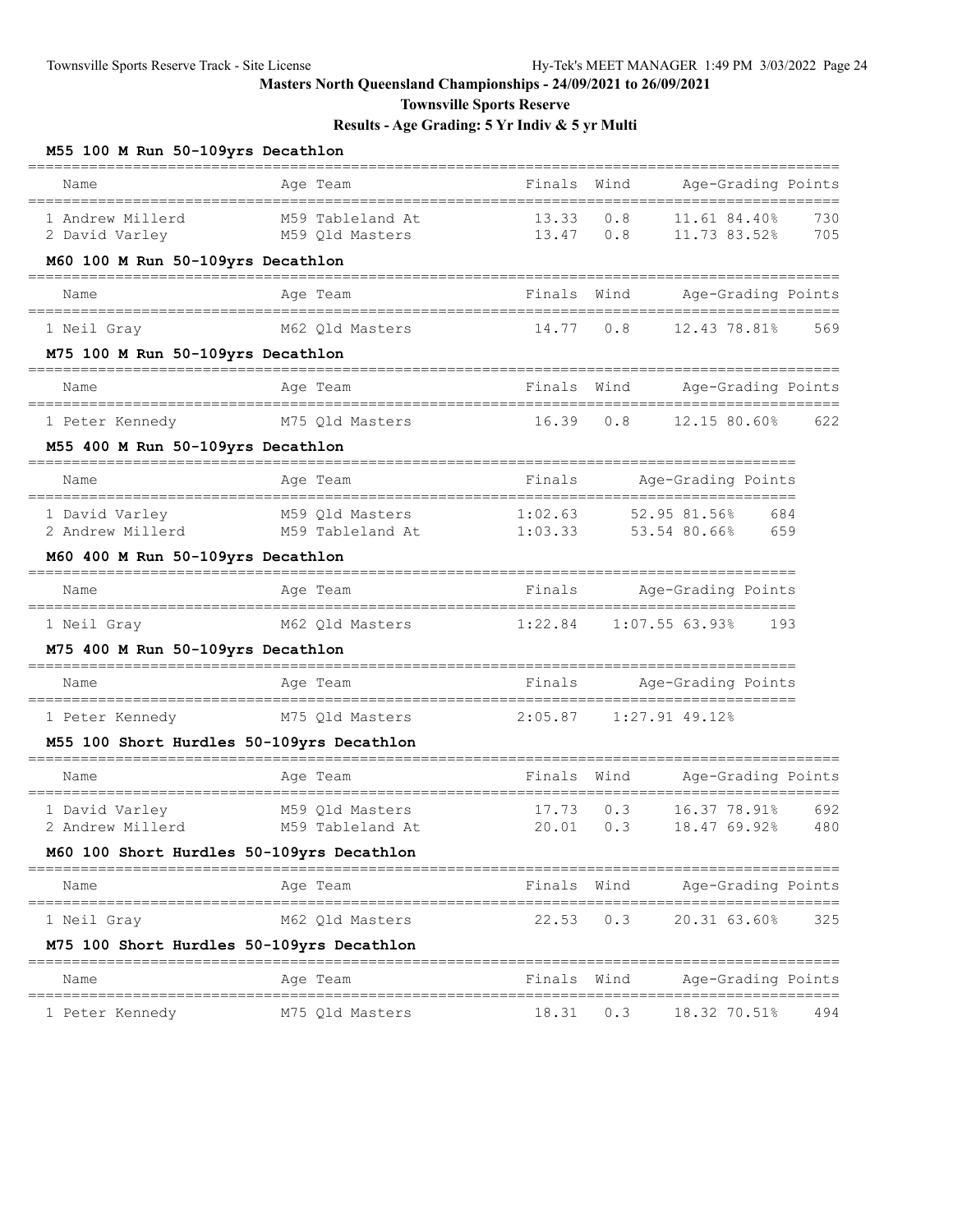# Masters North Queensland Championships - 24/09/2021 to 26/09/2021

## Townsville Sports Reserve

### Results - Age Grading: 5 Yr Indiv & 5 yr Multi

#### M55 100 M Run 50-109yrs Decathlon

| Name | Age | Team | Finals | Wind | Age-Grading | | Points |
|---|---|---|---|---|---|---|---|
| 1 Andrew Millerd | M59 | Tableland At | 13.33 | 0.8 | 11.61 | 84.40% | 730 |
| 2 David Varley | M59 | Qld Masters | 13.47 | 0.8 | 11.73 | 83.52% | 705 |

#### M60 100 M Run 50-109yrs Decathlon

| Name | Age | Team | Finals | Wind | Age-Grading | | Points |
|---|---|---|---|---|---|---|---|
| 1 Neil Gray | M62 | Qld Masters | 14.77 | 0.8 | 12.43 | 78.81% | 569 |

#### M75 100 M Run 50-109yrs Decathlon

| Name | Age | Team | Finals | Wind | Age-Grading | | Points |
|---|---|---|---|---|---|---|---|
| 1 Peter Kennedy | M75 | Qld Masters | 16.39 | 0.8 | 12.15 | 80.60% | 622 |

#### M55 400 M Run 50-109yrs Decathlon

| Name | Age | Team | Finals | Age-Grading | | Points |
|---|---|---|---|---|---|---|
| 1 David Varley | M59 | Qld Masters | 1:02.63 | 52.95 | 81.56% | 684 |
| 2 Andrew Millerd | M59 | Tableland At | 1:03.33 | 53.54 | 80.66% | 659 |

#### M60 400 M Run 50-109yrs Decathlon

| Name | Age | Team | Finals | Age-Grading | | Points |
|---|---|---|---|---|---|---|
| 1 Neil Gray | M62 | Qld Masters | 1:22.84 | 1:07.55 | 63.93% | 193 |

#### M75 400 M Run 50-109yrs Decathlon

| Name | Age | Team | Finals | Age-Grading | | Points |
|---|---|---|---|---|---|---|
| 1 Peter Kennedy | M75 | Qld Masters | 2:05.87 | 1:27.91 | 49.12% | |

#### M55 100 Short Hurdles 50-109yrs Decathlon

| Name | Age | Team | Finals | Wind | Age-Grading | | Points |
|---|---|---|---|---|---|---|---|
| 1 David Varley | M59 | Qld Masters | 17.73 | 0.3 | 16.37 | 78.91% | 692 |
| 2 Andrew Millerd | M59 | Tableland At | 20.01 | 0.3 | 18.47 | 69.92% | 480 |

#### M60 100 Short Hurdles 50-109yrs Decathlon

| Name | Age | Team | Finals | Wind | Age-Grading | | Points |
|---|---|---|---|---|---|---|---|
| 1 Neil Gray | M62 | Qld Masters | 22.53 | 0.3 | 20.31 | 63.60% | 325 |

#### M75 100 Short Hurdles 50-109yrs Decathlon

| Name | Age | Team | Finals | Wind | Age-Grading | | Points |
|---|---|---|---|---|---|---|---|
| 1 Peter Kennedy | M75 | Qld Masters | 18.31 | 0.3 | 18.32 | 70.51% | 494 |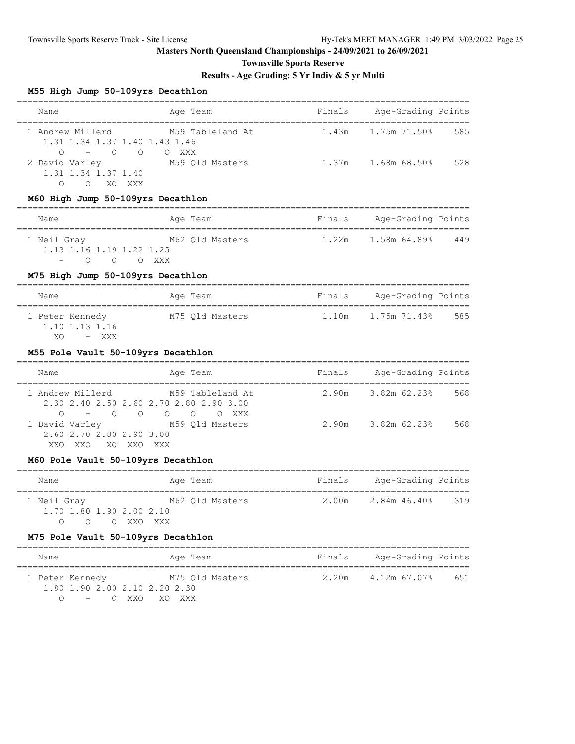**Masters North Queensland Championships - 24/09/2021 to 26/09/2021**

**Townsville Sports Reserve**

**Results - Age Grading: 5 Yr Indiv & 5 yr Multi**

### M55 High Jump 50-109yrs Decathlon

| | Name | Age | Team | Finals | Age-Grading | | Points |
|---|---|---|---|---|---|---|---|
| 1 | Andrew Millerd | M59 | Tableland At | 1.43m | 1.75m | 71.50% | 585 |
| | 1.31 1.34 1.37 1.40 1.43 1.46 | | | | | | |
| | O - O O O XXX | | | | | | |
| 2 | David Varley | M59 | Qld Masters | 1.37m | 1.68m | 68.50% | 528 |
| | 1.31 1.34 1.37 1.40 | | | | | | |
| | O O XO XXX | | | | | | |

### M60 High Jump 50-109yrs Decathlon

| | Name | Age | Team | Finals | Age-Grading | | Points |
|---|---|---|---|---|---|---|---|
| 1 | Neil Gray | M62 | Qld Masters | 1.22m | 1.58m | 64.89% | 449 |
| | 1.13 1.16 1.19 1.22 1.25 | | | | | | |
| | - O O O XXX | | | | | | |

### M75 High Jump 50-109yrs Decathlon

| | Name | Age | Team | Finals | Age-Grading | | Points |
|---|---|---|---|---|---|---|---|
| 1 | Peter Kennedy | M75 | Qld Masters | 1.10m | 1.75m | 71.43% | 585 |
| | 1.10 1.13 1.16 | | | | | | |
| | XO - XXX | | | | | | |

### M55 Pole Vault 50-109yrs Decathlon

| | Name | Age | Team | Finals | Age-Grading | | Points |
|---|---|---|---|---|---|---|---|
| 1 | Andrew Millerd | M59 | Tableland At | 2.90m | 3.82m | 62.23% | 568 |
| | 2.30 2.40 2.50 2.60 2.70 2.80 2.90 3.00 | | | | | | |
| | O - O O O O O XXX | | | | | | |
| 1 | David Varley | M59 | Qld Masters | 2.90m | 3.82m | 62.23% | 568 |
| | 2.60 2.70 2.80 2.90 3.00 | | | | | | |
| | XXO XXO XO XXO XXX | | | | | | |

### M60 Pole Vault 50-109yrs Decathlon

| | Name | Age | Team | Finals | Age-Grading | | Points |
|---|---|---|---|---|---|---|---|
| 1 | Neil Gray | M62 | Qld Masters | 2.00m | 2.84m | 46.40% | 319 |
| | 1.70 1.80 1.90 2.00 2.10 | | | | | | |
| | O O O XXO XXX | | | | | | |

### M75 Pole Vault 50-109yrs Decathlon

| | Name | Age | Team | Finals | Age-Grading | | Points |
|---|---|---|---|---|---|---|---|
| 1 | Peter Kennedy | M75 | Qld Masters | 2.20m | 4.12m | 67.07% | 651 |
| | 1.80 1.90 2.00 2.10 2.20 2.30 | | | | | | |
| | O - O XXO XO XXX | | | | | | |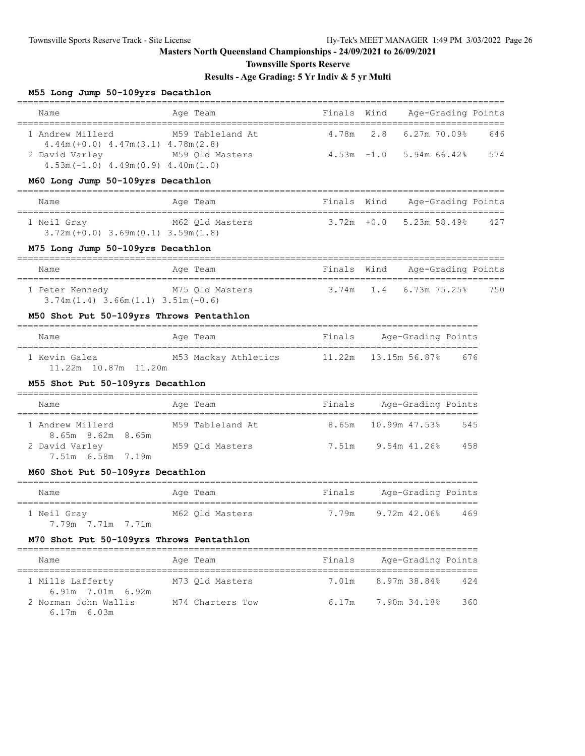Masters North Queensland Championships - 24/09/2021 to 26/09/2021

Townsville Sports Reserve

Results - Age Grading: 5 Yr Indiv & 5 yr Multi

### M55 Long Jump 50-109yrs Decathlon

| Name | Age | Team | Finals | Wind | Age-Grading | | Points |
|---|---|---|---|---|---|---|---|
| 1 Andrew Millerd | M59 | Tableland At | 4.78m | 2.8 | 6.27m | 70.09% | 646 |
| 4.44m(+0.0) 4.47m(3.1) 4.78m(2.8) | | | | | | | |
| 2 David Varley | M59 | Qld Masters | 4.53m | -1.0 | 5.94m | 66.42% | 574 |
| 4.53m(-1.0) 4.49m(0.9) 4.40m(1.0) | | | | | | | |

### M60 Long Jump 50-109yrs Decathlon

| Name | Age | Team | Finals | Wind | Age-Grading | | Points |
|---|---|---|---|---|---|---|---|
| 1 Neil Gray | M62 | Qld Masters | 3.72m | +0.0 | 5.23m | 58.49% | 427 |
| 3.72m(+0.0) 3.69m(0.1) 3.59m(1.8) | | | | | | | |

### M75 Long Jump 50-109yrs Decathlon

| Name | Age | Team | Finals | Wind | Age-Grading | | Points |
|---|---|---|---|---|---|---|---|
| 1 Peter Kennedy | M75 | Qld Masters | 3.74m | 1.4 | 6.73m | 75.25% | 750 |
| 3.74m(1.4) 3.66m(1.1) 3.51m(-0.6) | | | | | | | |

### M50 Shot Put 50-109yrs Throws Pentathlon

| Name | Age | Team | Finals | Age-Grading | | Points |
|---|---|---|---|---|---|---|
| 1 Kevin Galea | M53 | Mackay Athletics | 11.22m | 13.15m | 56.87% | 676 |
| 11.22m 10.87m 11.20m | | | | | | |

### M55 Shot Put 50-109yrs Decathlon

| Name | Age | Team | Finals | Age-Grading | | Points |
|---|---|---|---|---|---|---|
| 1 Andrew Millerd | M59 | Tableland At | 8.65m | 10.99m | 47.53% | 545 |
| 8.65m 8.62m 8.65m | | | | | | |
| 2 David Varley | M59 | Qld Masters | 7.51m | 9.54m | 41.26% | 458 |
| 7.51m 6.58m 7.19m | | | | | | |

### M60 Shot Put 50-109yrs Decathlon

| Name | Age | Team | Finals | Age-Grading | | Points |
|---|---|---|---|---|---|---|
| 1 Neil Gray | M62 | Qld Masters | 7.79m | 9.72m | 42.06% | 469 |
| 7.79m 7.71m 7.71m | | | | | | |

### M70 Shot Put 50-109yrs Throws Pentathlon

| Name | Age | Team | Finals | Age-Grading | | Points |
|---|---|---|---|---|---|---|
| 1 Mills Lafferty | M73 | Qld Masters | 7.01m | 8.97m | 38.84% | 424 |
| 6.91m 7.01m 6.92m | | | | | | |
| 2 Norman John Wallis | M74 | Charters Tow | 6.17m | 7.90m | 34.18% | 360 |
| 6.17m 6.03m | | | | | | |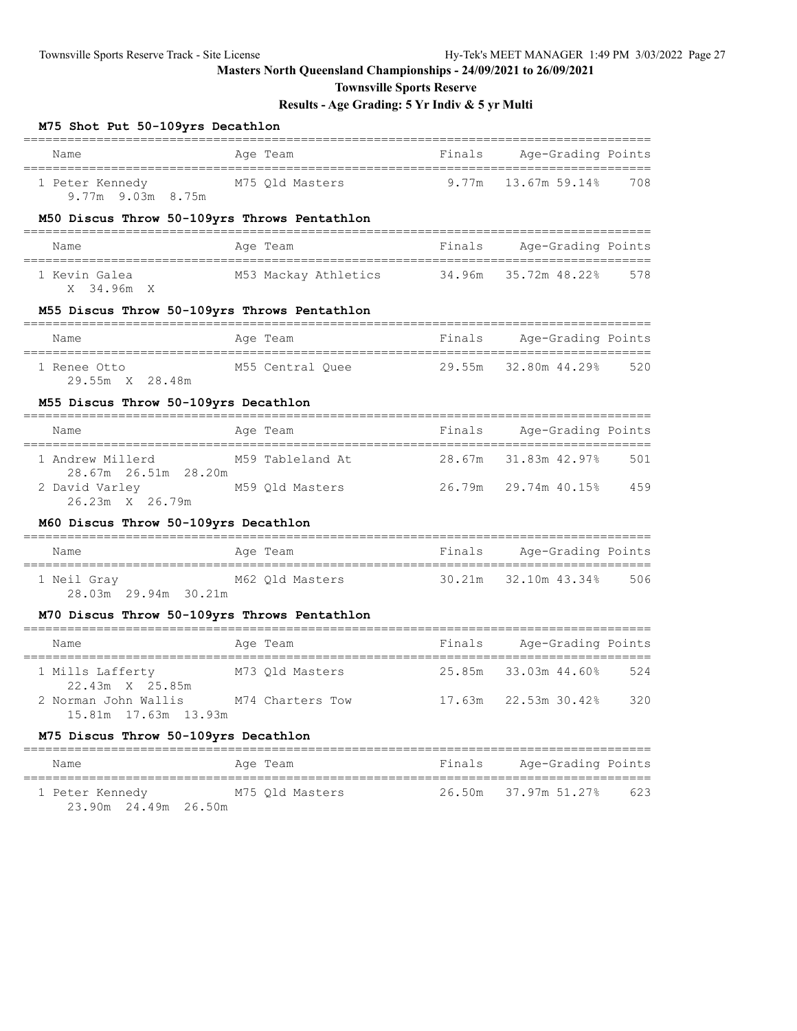# Masters North Queensland Championships - 24/09/2021 to 26/09/2021

## Townsville Sports Reserve

### Results - Age Grading: 5 Yr Indiv & 5 yr Multi

#### M75 Shot Put 50-109yrs Decathlon

| Name | Age | Team | Finals | Age-Grading | | Points |
|---|---|---|---|---|---|---|
| 1 Peter Kennedy | M75 | Qld Masters | 9.77m | 13.67m | 59.14% | 708 |
| 9.77m 9.03m 8.75m | | | | | | |

#### M50 Discus Throw 50-109yrs Throws Pentathlon

| Name | Age | Team | Finals | Age-Grading | | Points |
|---|---|---|---|---|---|---|
| 1 Kevin Galea | M53 | Mackay Athletics | 34.96m | 35.72m | 48.22% | 578 |
| X 34.96m X | | | | | | |

#### M55 Discus Throw 50-109yrs Throws Pentathlon

| Name | Age | Team | Finals | Age-Grading | | Points |
|---|---|---|---|---|---|---|
| 1 Renee Otto | M55 | Central Quee | 29.55m | 32.80m | 44.29% | 520 |
| 29.55m X 28.48m | | | | | | |

#### M55 Discus Throw 50-109yrs Decathlon

| Name | Age | Team | Finals | Age-Grading | | Points |
|---|---|---|---|---|---|---|
| 1 Andrew Millerd | M59 | Tableland At | 28.67m | 31.83m | 42.97% | 501 |
| 28.67m 26.51m 28.20m | | | | | | |
| 2 David Varley | M59 | Qld Masters | 26.79m | 29.74m | 40.15% | 459 |
| 26.23m X 26.79m | | | | | | |

#### M60 Discus Throw 50-109yrs Decathlon

| Name | Age | Team | Finals | Age-Grading | | Points |
|---|---|---|---|---|---|---|
| 1 Neil Gray | M62 | Qld Masters | 30.21m | 32.10m | 43.34% | 506 |
| 28.03m 29.94m 30.21m | | | | | | |

#### M70 Discus Throw 50-109yrs Throws Pentathlon

| Name | Age | Team | Finals | Age-Grading | | Points |
|---|---|---|---|---|---|---|
| 1 Mills Lafferty | M73 | Qld Masters | 25.85m | 33.03m | 44.60% | 524 |
| 22.43m X 25.85m | | | | | | |
| 2 Norman John Wallis | M74 | Charters Tow | 17.63m | 22.53m | 30.42% | 320 |
| 15.81m 17.63m 13.93m | | | | | | |

#### M75 Discus Throw 50-109yrs Decathlon

| Name | Age | Team | Finals | Age-Grading | | Points |
|---|---|---|---|---|---|---|
| 1 Peter Kennedy | M75 | Qld Masters | 26.50m | 37.97m | 51.27% | 623 |
| 23.90m 24.49m 26.50m | | | | | | |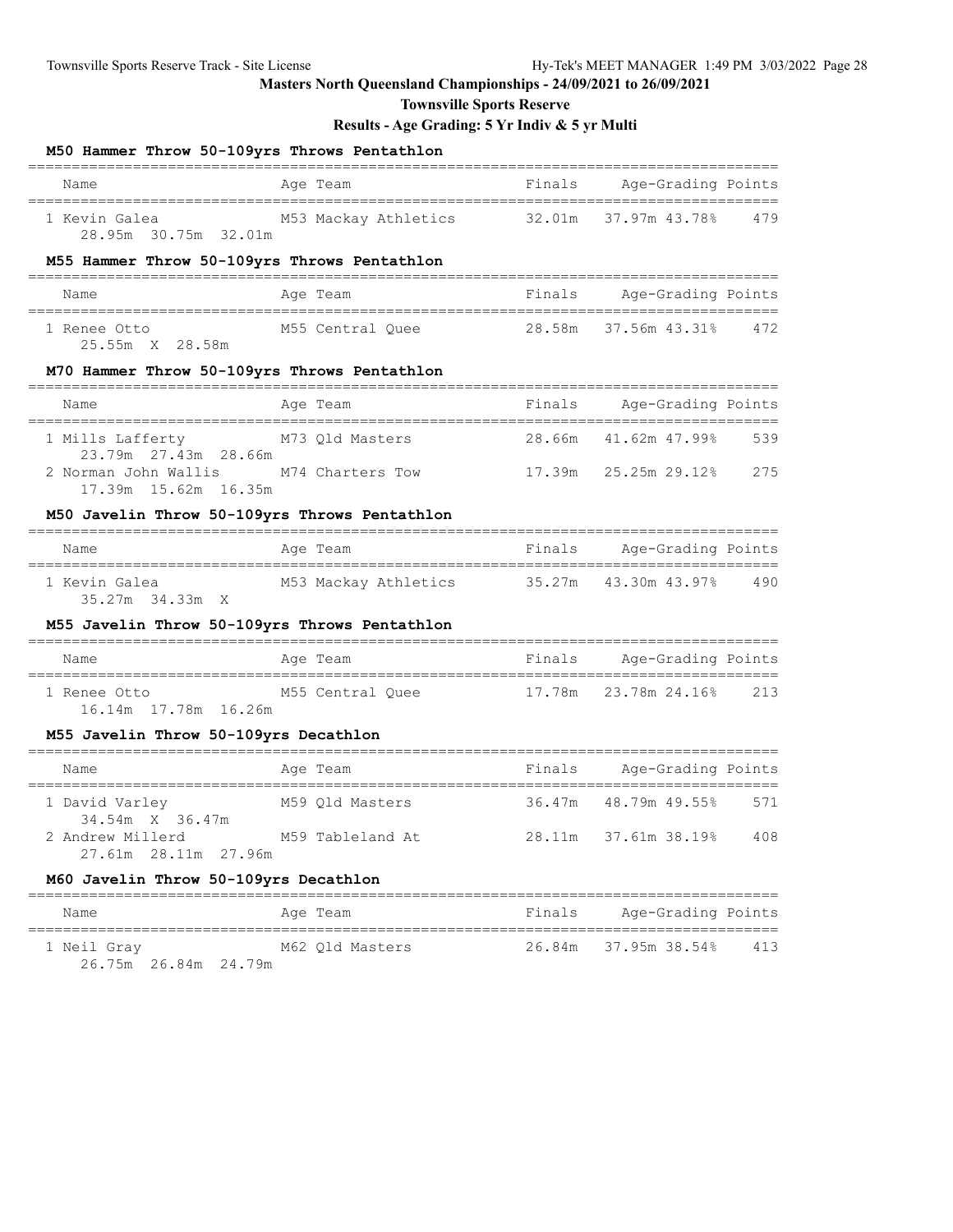# Masters North Queensland Championships - 24/09/2021 to 26/09/2021

## Townsville Sports Reserve

### Results - Age Grading: 5 Yr Indiv & 5 yr Multi

#### M50 Hammer Throw 50-109yrs Throws Pentathlon

| Name | Age | Team | Finals | Age-Grading | | Points |
|---|---|---|---|---|---|---|
| 1 Kevin Galea | M53 | Mackay Athletics | 32.01m | 37.97m | 43.78% | 479 |
| 28.95m 30.75m 32.01m | | | | | | |

#### M55 Hammer Throw 50-109yrs Throws Pentathlon

| Name | Age | Team | Finals | Age-Grading | | Points |
|---|---|---|---|---|---|---|
| 1 Renee Otto | M55 | Central Quee | 28.58m | 37.56m | 43.31% | 472 |
| 25.55m X 28.58m | | | | | | |

#### M70 Hammer Throw 50-109yrs Throws Pentathlon

| Name | Age | Team | Finals | Age-Grading | | Points |
|---|---|---|---|---|---|---|
| 1 Mills Lafferty | M73 | Qld Masters | 28.66m | 41.62m | 47.99% | 539 |
| 23.79m 27.43m 28.66m | | | | | | |
| 2 Norman John Wallis | M74 | Charters Tow | 17.39m | 25.25m | 29.12% | 275 |
| 17.39m 15.62m 16.35m | | | | | | |

#### M50 Javelin Throw 50-109yrs Throws Pentathlon

| Name | Age | Team | Finals | Age-Grading | | Points |
|---|---|---|---|---|---|---|
| 1 Kevin Galea | M53 | Mackay Athletics | 35.27m | 43.30m | 43.97% | 490 |
| 35.27m 34.33m X | | | | | | |

#### M55 Javelin Throw 50-109yrs Throws Pentathlon

| Name | Age | Team | Finals | Age-Grading | | Points |
|---|---|---|---|---|---|---|
| 1 Renee Otto | M55 | Central Quee | 17.78m | 23.78m | 24.16% | 213 |
| 16.14m 17.78m 16.26m | | | | | | |

#### M55 Javelin Throw 50-109yrs Decathlon

| Name | Age | Team | Finals | Age-Grading | | Points |
|---|---|---|---|---|---|---|
| 1 David Varley | M59 | Qld Masters | 36.47m | 48.79m | 49.55% | 571 |
| 34.54m X 36.47m | | | | | | |
| 2 Andrew Millerd | M59 | Tableland At | 28.11m | 37.61m | 38.19% | 408 |
| 27.61m 28.11m 27.96m | | | | | | |

#### M60 Javelin Throw 50-109yrs Decathlon

| Name | Age | Team | Finals | Age-Grading | | Points |
|---|---|---|---|---|---|---|
| 1 Neil Gray | M62 | Qld Masters | 26.84m | 37.95m | 38.54% | 413 |
| 26.75m 26.84m 24.79m | | | | | | |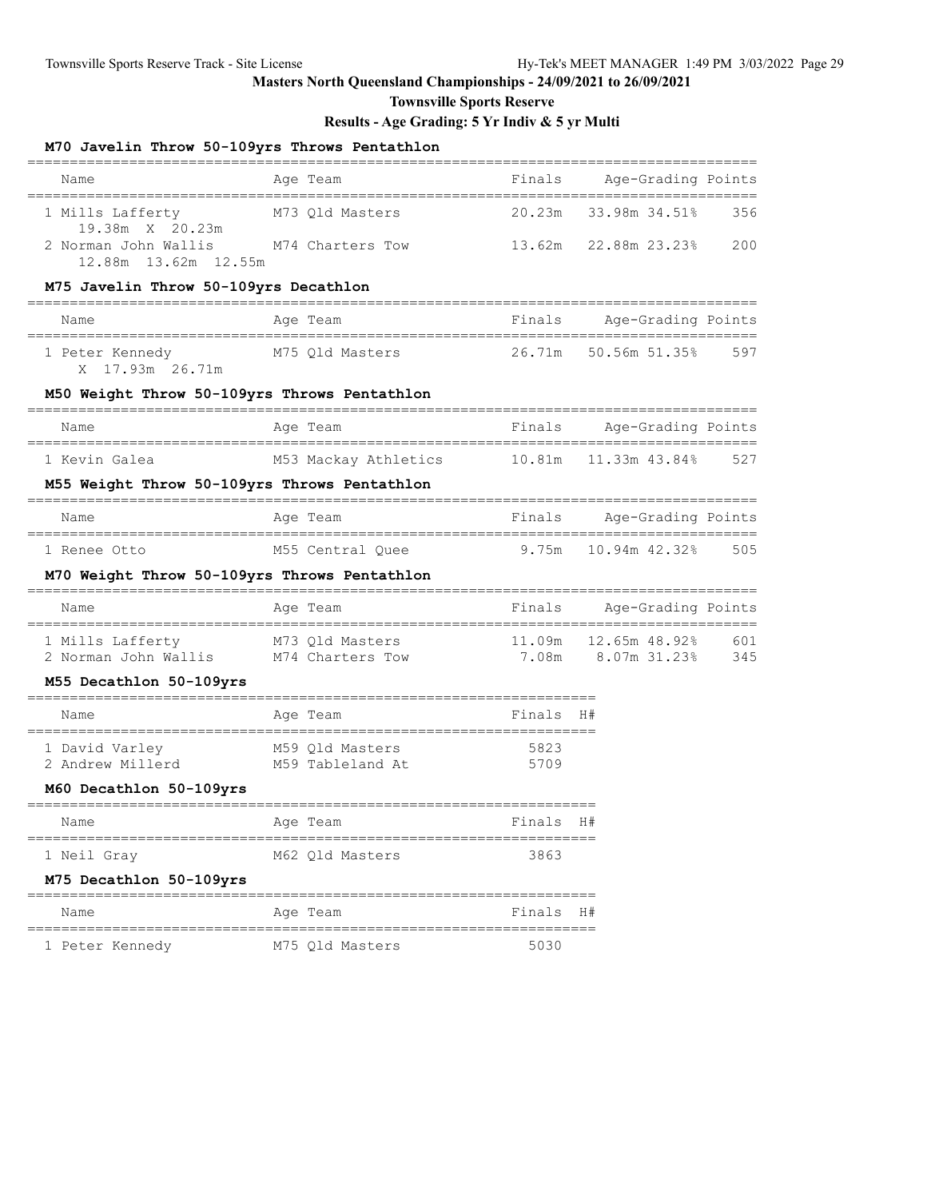Masters North Queensland Championships - 24/09/2021 to 26/09/2021

Townsville Sports Reserve

Results - Age Grading: 5 Yr Indiv & 5 yr Multi

### M70 Javelin Throw 50-109yrs Throws Pentathlon

| | Name | Age | Team | Finals | Age-Grading | | Points |
|---|---|---|---|---|---|---|---|
| 1 | Mills Lafferty | M73 | Qld Masters | 20.23m | 33.98m | 34.51% | 356 |
| | 19.38m X 20.23m | | | | | | |
| 2 | Norman John Wallis | M74 | Charters Tow | 13.62m | 22.88m | 23.23% | 200 |
| | 12.88m 13.62m 12.55m | | | | | | |

### M75 Javelin Throw 50-109yrs Decathlon

| | Name | Age | Team | Finals | Age-Grading | | Points |
|---|---|---|---|---|---|---|---|
| 1 | Peter Kennedy | M75 | Qld Masters | 26.71m | 50.56m | 51.35% | 597 |
| | X 17.93m 26.71m | | | | | | |

### M50 Weight Throw 50-109yrs Throws Pentathlon

| | Name | Age | Team | Finals | Age-Grading | | Points |
|---|---|---|---|---|---|---|---|
| 1 | Kevin Galea | M53 | Mackay Athletics | 10.81m | 11.33m | 43.84% | 527 |

### M55 Weight Throw 50-109yrs Throws Pentathlon

| | Name | Age | Team | Finals | Age-Grading | | Points |
|---|---|---|---|---|---|---|---|
| 1 | Renee Otto | M55 | Central Quee | 9.75m | 10.94m | 42.32% | 505 |

### M70 Weight Throw 50-109yrs Throws Pentathlon

| | Name | Age | Team | Finals | Age-Grading | | Points |
|---|---|---|---|---|---|---|---|
| 1 | Mills Lafferty | M73 | Qld Masters | 11.09m | 12.65m | 48.92% | 601 |
| 2 | Norman John Wallis | M74 | Charters Tow | 7.08m | 8.07m | 31.23% | 345 |

### M55 Decathlon 50-109yrs

| | Name | Age | Team | Finals | H# |
|---|---|---|---|---|---|
| 1 | David Varley | M59 | Qld Masters | 5823 | |
| 2 | Andrew Millerd | M59 | Tableland At | 5709 | |

### M60 Decathlon 50-109yrs

| | Name | Age | Team | Finals | H# |
|---|---|---|---|---|---|
| 1 | Neil Gray | M62 | Qld Masters | 3863 | |

### M75 Decathlon 50-109yrs

| | Name | Age | Team | Finals | H# |
|---|---|---|---|---|---|
| 1 | Peter Kennedy | M75 | Qld Masters | 5030 | |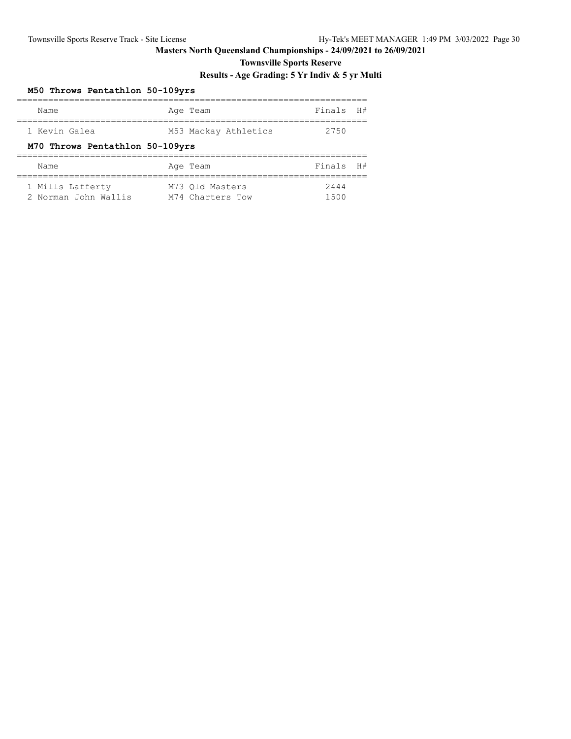# Masters North Queensland Championships - 24/09/2021 to 26/09/2021

## Townsville Sports Reserve

### Results - Age Grading: 5 Yr Indiv & 5 yr Multi

**M50 Throws Pentathlon 50-109yrs**

| | Name | Age | Team | Finals | H# |
|---|---|---|---|---|---|
| 1 | Kevin Galea | M53 | Mackay Athletics | 2750 | |

**M70 Throws Pentathlon 50-109yrs**

| | Name | Age | Team | Finals | H# |
|---|---|---|---|---|---|
| 1 | Mills Lafferty | M73 | Qld Masters | 2444 | |
| 2 | Norman John Wallis | M74 | Charters Tow | 1500 | |